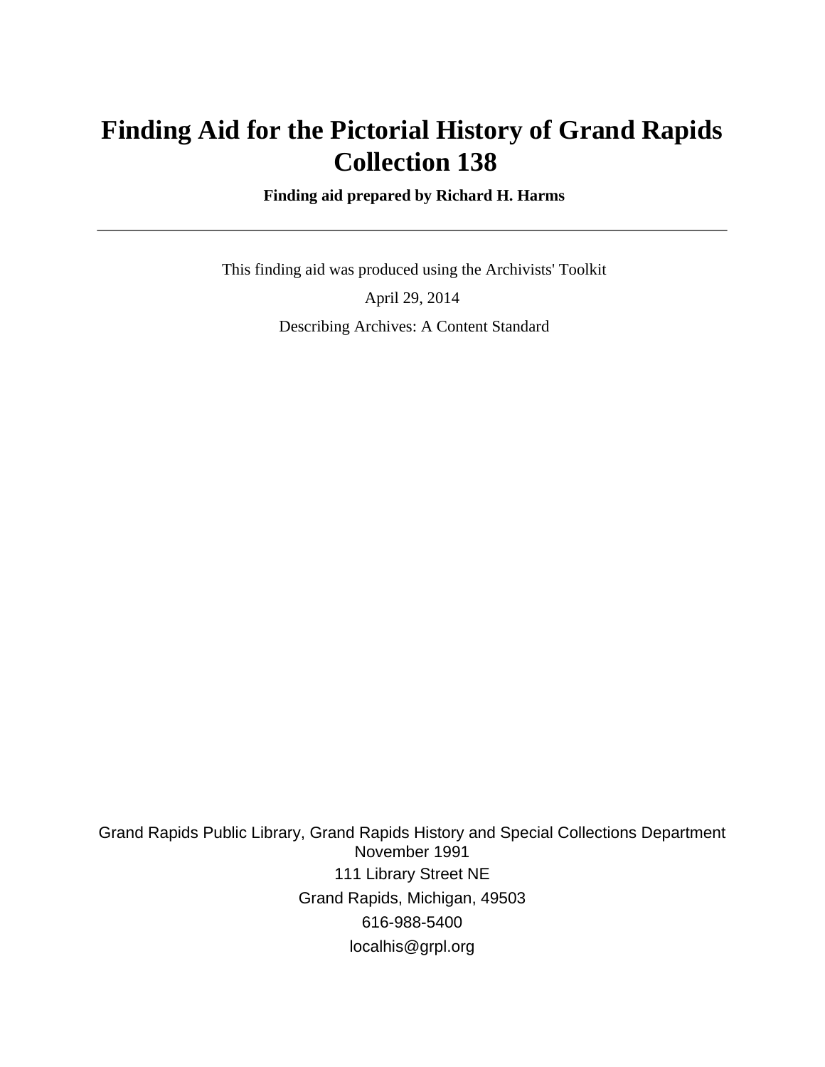# Finding Aid for the Pictorial History of Grand Rapids Collection 138

**Finding aid prepared by Richard H. Harms**

---

This finding aid was produced using the Archivists' Toolkit

April 29, 2014

Describing Archives: A Content Standard

Grand Rapids Public Library, Grand Rapids History and Special Collections Department
November 1991
111 Library Street NE
Grand Rapids, Michigan, 49503
616-988-5400
localhis@grpl.org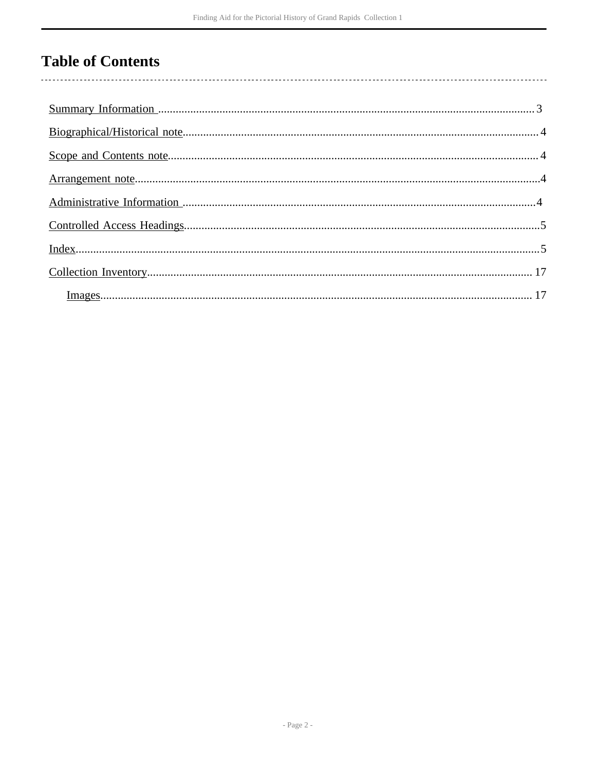# Table of Contents

Summary Information .......... 3

Biographical/Historical note .......... 4

Scope and Contents note .......... 4

Arrangement note .......... 4

Administrative Information .......... 4

Controlled Access Headings .......... 5

Index .......... 5

Collection Inventory .......... 17

- Images .......... 17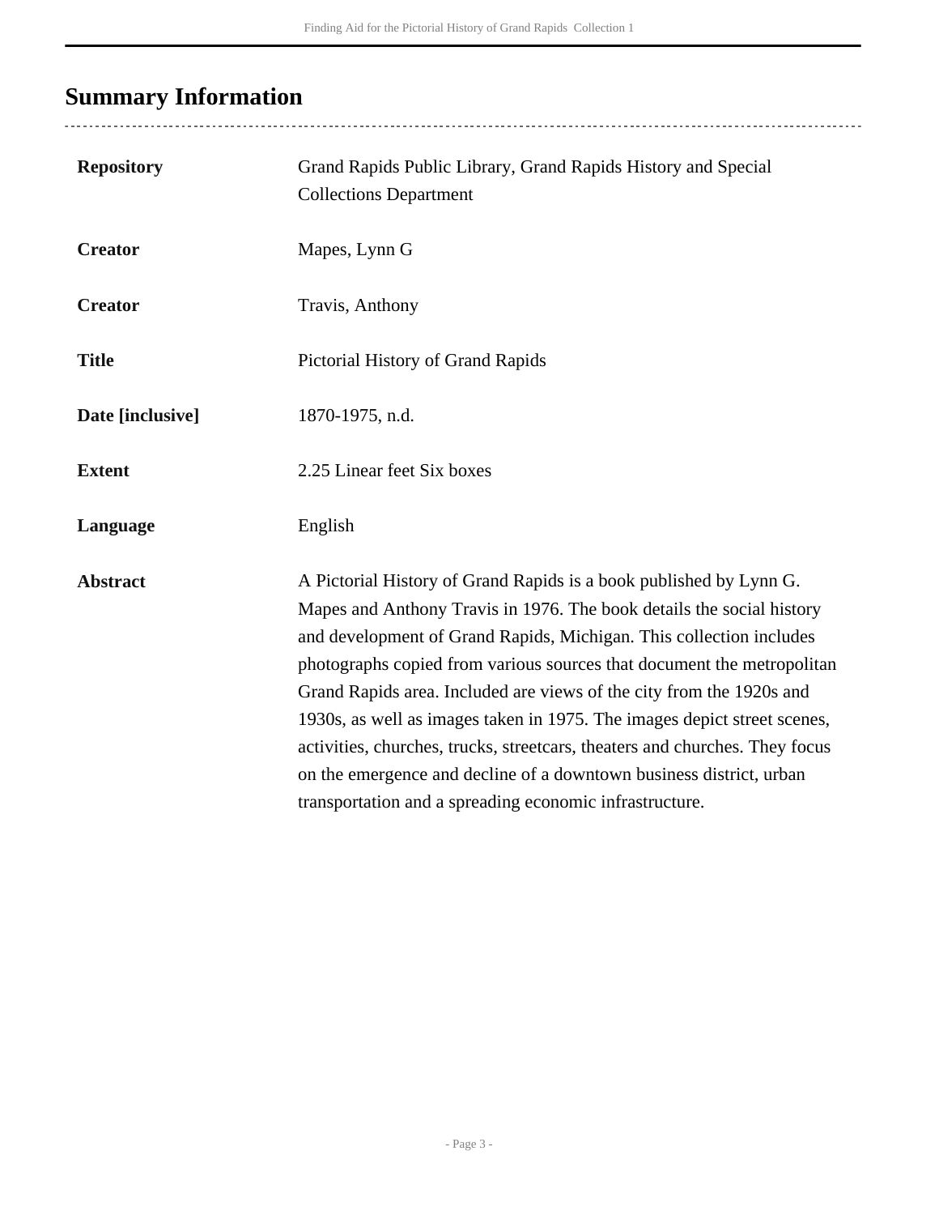## Summary Information

| | |
|---|---|
| **Repository** | Grand Rapids Public Library, Grand Rapids History and Special Collections Department |
| **Creator** | Mapes, Lynn G |
| **Creator** | Travis, Anthony |
| **Title** | Pictorial History of Grand Rapids |
| **Date [inclusive]** | 1870-1975, n.d. |
| **Extent** | 2.25 Linear feet Six boxes |
| **Language** | English |
| **Abstract** | A Pictorial History of Grand Rapids is a book published by Lynn G. Mapes and Anthony Travis in 1976. The book details the social history and development of Grand Rapids, Michigan. This collection includes photographs copied from various sources that document the metropolitan Grand Rapids area. Included are views of the city from the 1920s and 1930s, as well as images taken in 1975. The images depict street scenes, activities, churches, trucks, streetcars, theaters and churches. They focus on the emergence and decline of a downtown business district, urban transportation and a spreading economic infrastructure. |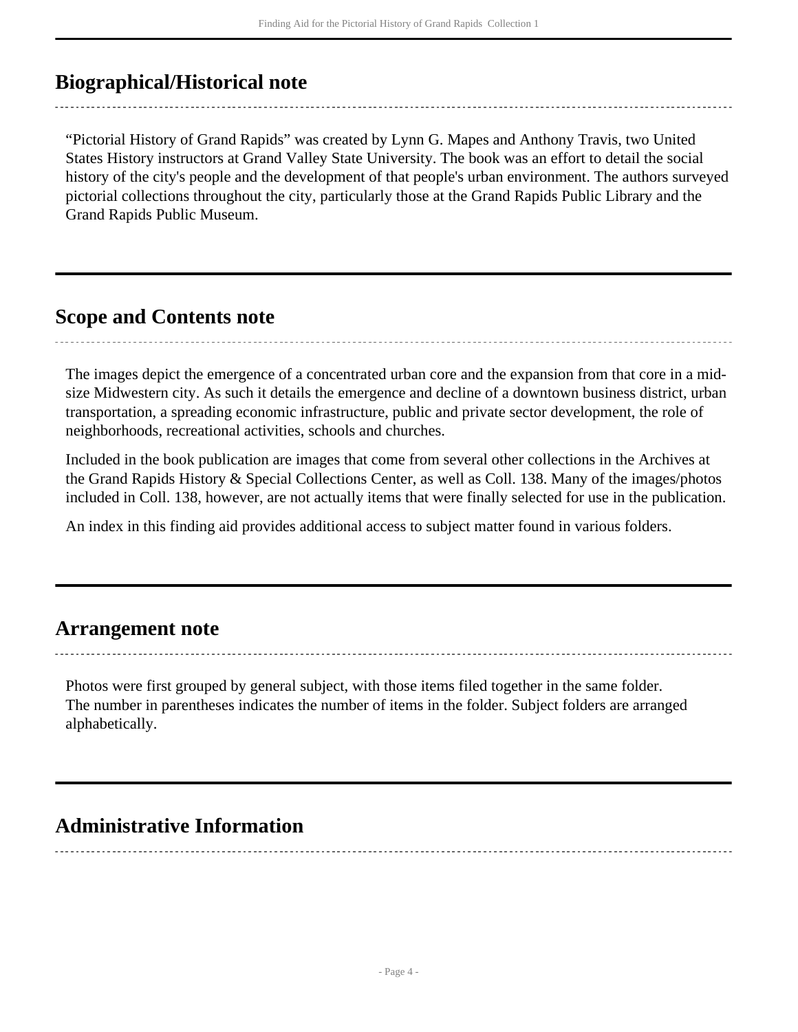## Biographical/Historical note

"Pictorial History of Grand Rapids" was created by Lynn G. Mapes and Anthony Travis, two United States History instructors at Grand Valley State University. The book was an effort to detail the social history of the city's people and the development of that people's urban environment. The authors surveyed pictorial collections throughout the city, particularly those at the Grand Rapids Public Library and the Grand Rapids Public Museum.

## Scope and Contents note

The images depict the emergence of a concentrated urban core and the expansion from that core in a mid-size Midwestern city. As such it details the emergence and decline of a downtown business district, urban transportation, a spreading economic infrastructure, public and private sector development, the role of neighborhoods, recreational activities, schools and churches.

Included in the book publication are images that come from several other collections in the Archives at the Grand Rapids History & Special Collections Center, as well as Coll. 138. Many of the images/photos included in Coll. 138, however, are not actually items that were finally selected for use in the publication.

An index in this finding aid provides additional access to subject matter found in various folders.

## Arrangement note

Photos were first grouped by general subject, with those items filed together in the same folder. The number in parentheses indicates the number of items in the folder. Subject folders are arranged alphabetically.

## Administrative Information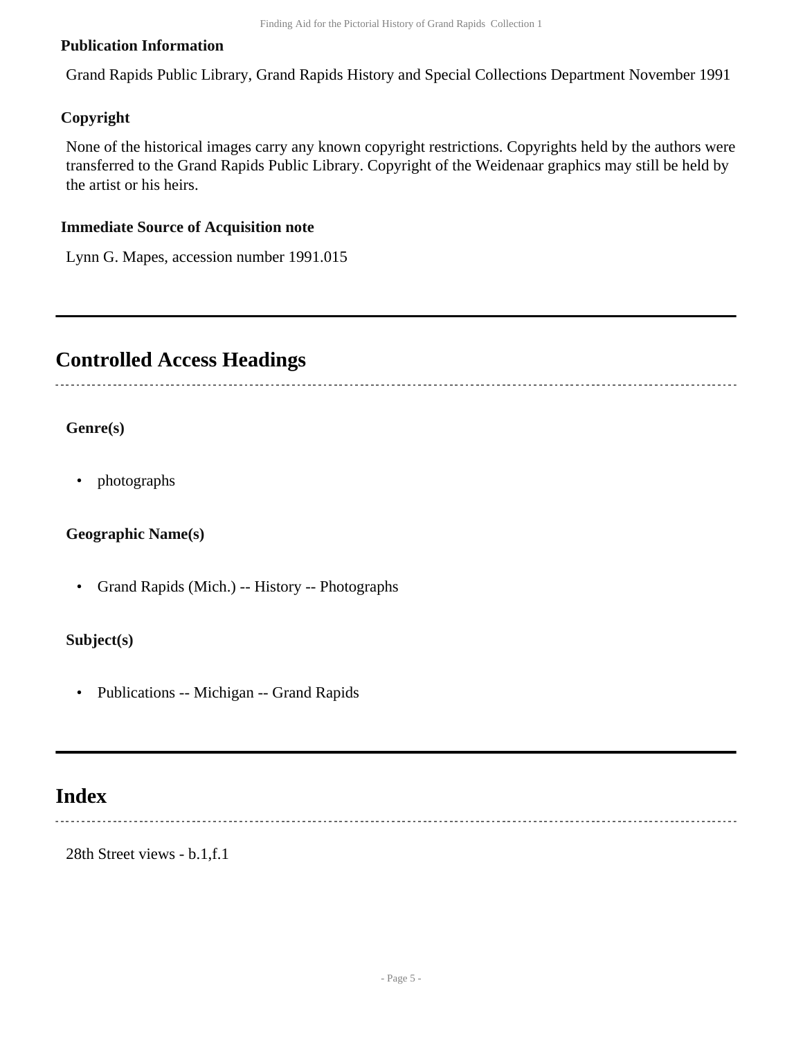### Publication Information

Grand Rapids Public Library, Grand Rapids History and Special Collections Department November 1991

### Copyright

None of the historical images carry any known copyright restrictions. Copyrights held by the authors were transferred to the Grand Rapids Public Library. Copyright of the Weidenaar graphics may still be held by the artist or his heirs.

### Immediate Source of Acquisition note

Lynn G. Mapes, accession number 1991.015

## Controlled Access Headings

### Genre(s)

- photographs

### Geographic Name(s)

- Grand Rapids (Mich.) -- History -- Photographs

### Subject(s)

- Publications -- Michigan -- Grand Rapids

## Index

28th Street views - b.1,f.1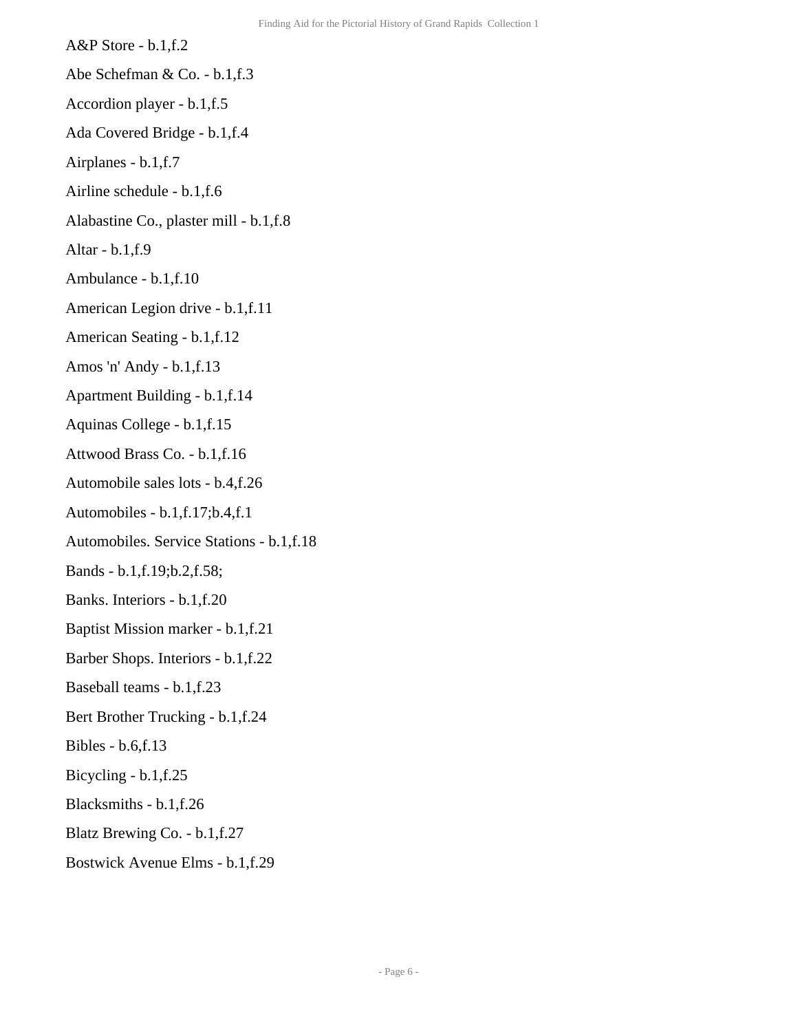A&P Store - b.1,f.2

Abe Schefman & Co. - b.1,f.3

Accordion player - b.1,f.5

Ada Covered Bridge - b.1,f.4

Airplanes - b.1,f.7

Airline schedule - b.1,f.6

Alabastine Co., plaster mill - b.1,f.8

Altar - b.1,f.9

Ambulance - b.1,f.10

American Legion drive - b.1,f.11

American Seating - b.1,f.12

Amos 'n' Andy - b.1,f.13

Apartment Building - b.1,f.14

Aquinas College - b.1,f.15

Attwood Brass Co. - b.1,f.16

Automobile sales lots - b.4,f.26

Automobiles - b.1,f.17;b.4,f.1

Automobiles. Service Stations - b.1,f.18

Bands - b.1,f.19;b.2,f.58;

Banks. Interiors - b.1,f.20

Baptist Mission marker - b.1,f.21

Barber Shops. Interiors - b.1,f.22

Baseball teams - b.1,f.23

Bert Brother Trucking - b.1,f.24

Bibles - b.6,f.13

Bicycling - b.1,f.25

Blacksmiths - b.1,f.26

Blatz Brewing Co. - b.1,f.27

Bostwick Avenue Elms - b.1,f.29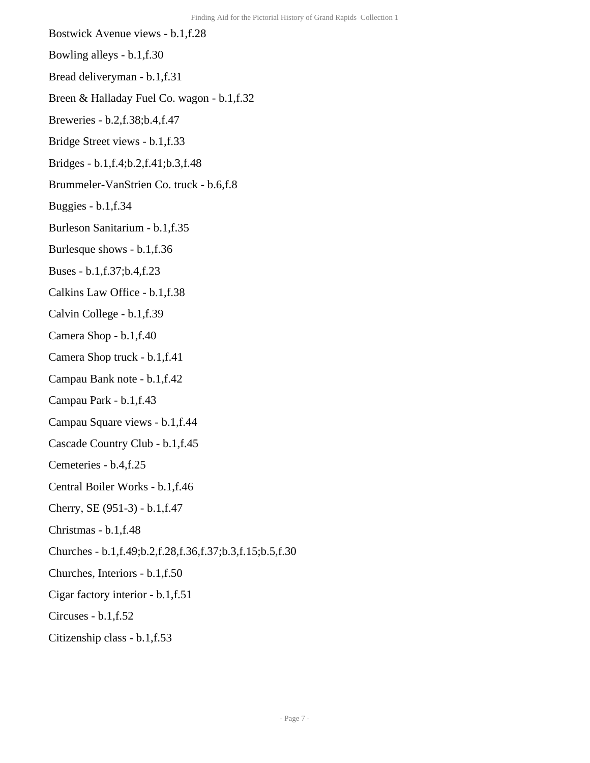Bostwick Avenue views - b.1,f.28

Bowling alleys - b.1,f.30

Bread deliveryman - b.1,f.31

Breen & Halladay Fuel Co. wagon - b.1,f.32

Breweries - b.2,f.38;b.4,f.47

Bridge Street views - b.1,f.33

Bridges - b.1,f.4;b.2,f.41;b.3,f.48

Brummeler-VanStrien Co. truck - b.6,f.8

Buggies - b.1,f.34

Burleson Sanitarium - b.1,f.35

Burlesque shows - b.1,f.36

Buses - b.1,f.37;b.4,f.23

Calkins Law Office - b.1,f.38

Calvin College - b.1,f.39

Camera Shop - b.1,f.40

Camera Shop truck - b.1,f.41

Campau Bank note - b.1,f.42

Campau Park - b.1,f.43

Campau Square views - b.1,f.44

Cascade Country Club - b.1,f.45

Cemeteries - b.4,f.25

Central Boiler Works - b.1,f.46

Cherry, SE (951-3) - b.1,f.47

Christmas - b.1,f.48

Churches - b.1,f.49;b.2,f.28,f.36,f.37;b.3,f.15;b.5,f.30

Churches, Interiors - b.1,f.50

Cigar factory interior - b.1,f.51

Circuses - b.1,f.52

Citizenship class - b.1,f.53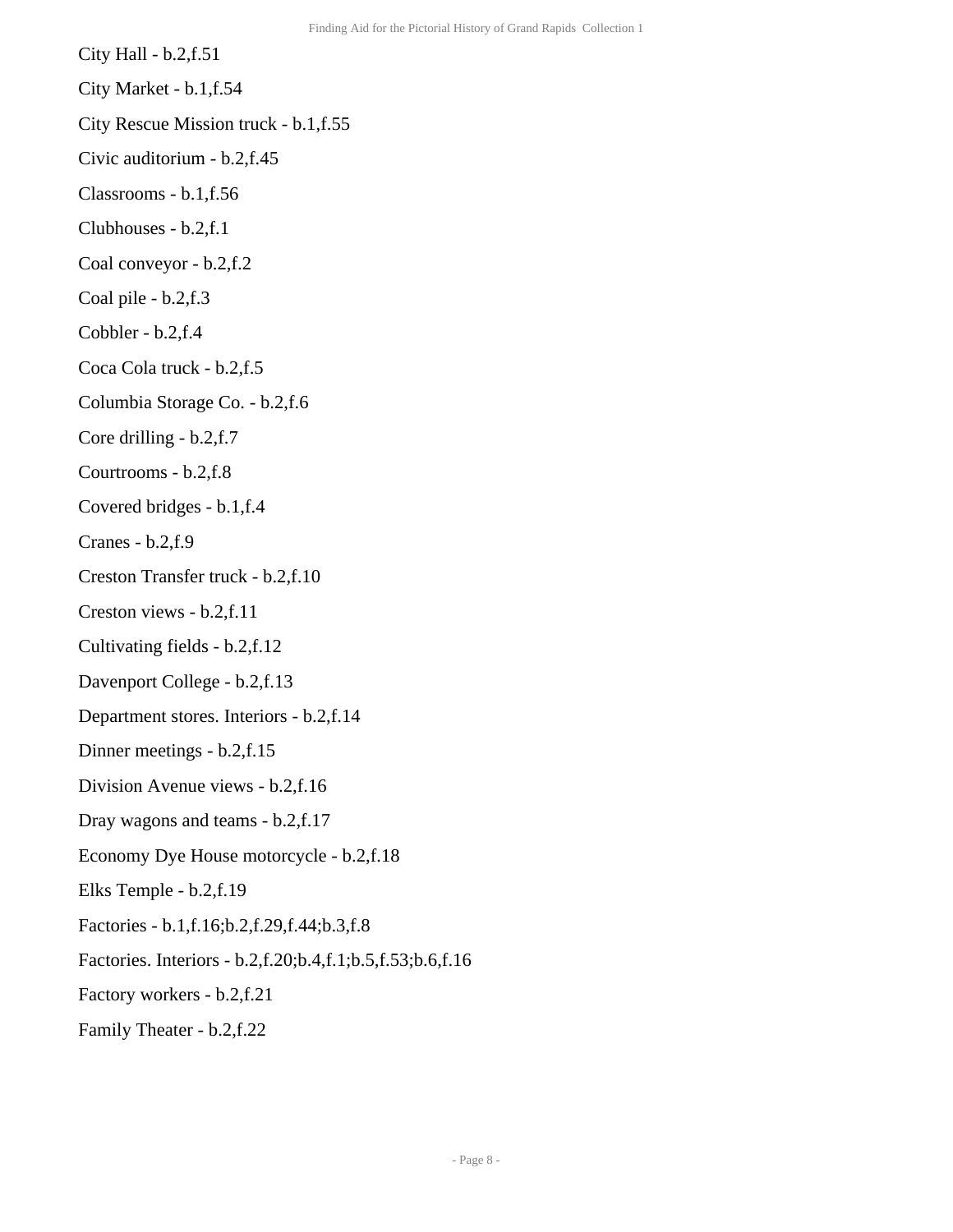City Hall - b.2,f.51

City Market - b.1,f.54

City Rescue Mission truck - b.1,f.55

Civic auditorium - b.2,f.45

Classrooms - b.1,f.56

Clubhouses - b.2,f.1

Coal conveyor - b.2,f.2

Coal pile - b.2,f.3

Cobbler - b.2,f.4

Coca Cola truck - b.2,f.5

Columbia Storage Co. - b.2,f.6

Core drilling - b.2,f.7

Courtrooms - b.2,f.8

Covered bridges - b.1,f.4

Cranes - b.2,f.9

Creston Transfer truck - b.2,f.10

Creston views - b.2,f.11

Cultivating fields - b.2,f.12

Davenport College - b.2,f.13

Department stores. Interiors - b.2,f.14

Dinner meetings - b.2,f.15

Division Avenue views - b.2,f.16

Dray wagons and teams - b.2,f.17

Economy Dye House motorcycle - b.2,f.18

Elks Temple - b.2,f.19

Factories - b.1,f.16;b.2,f.29,f.44;b.3,f.8

Factories. Interiors - b.2,f.20;b.4,f.1;b.5,f.53;b.6,f.16

Factory workers - b.2,f.21

Family Theater - b.2,f.22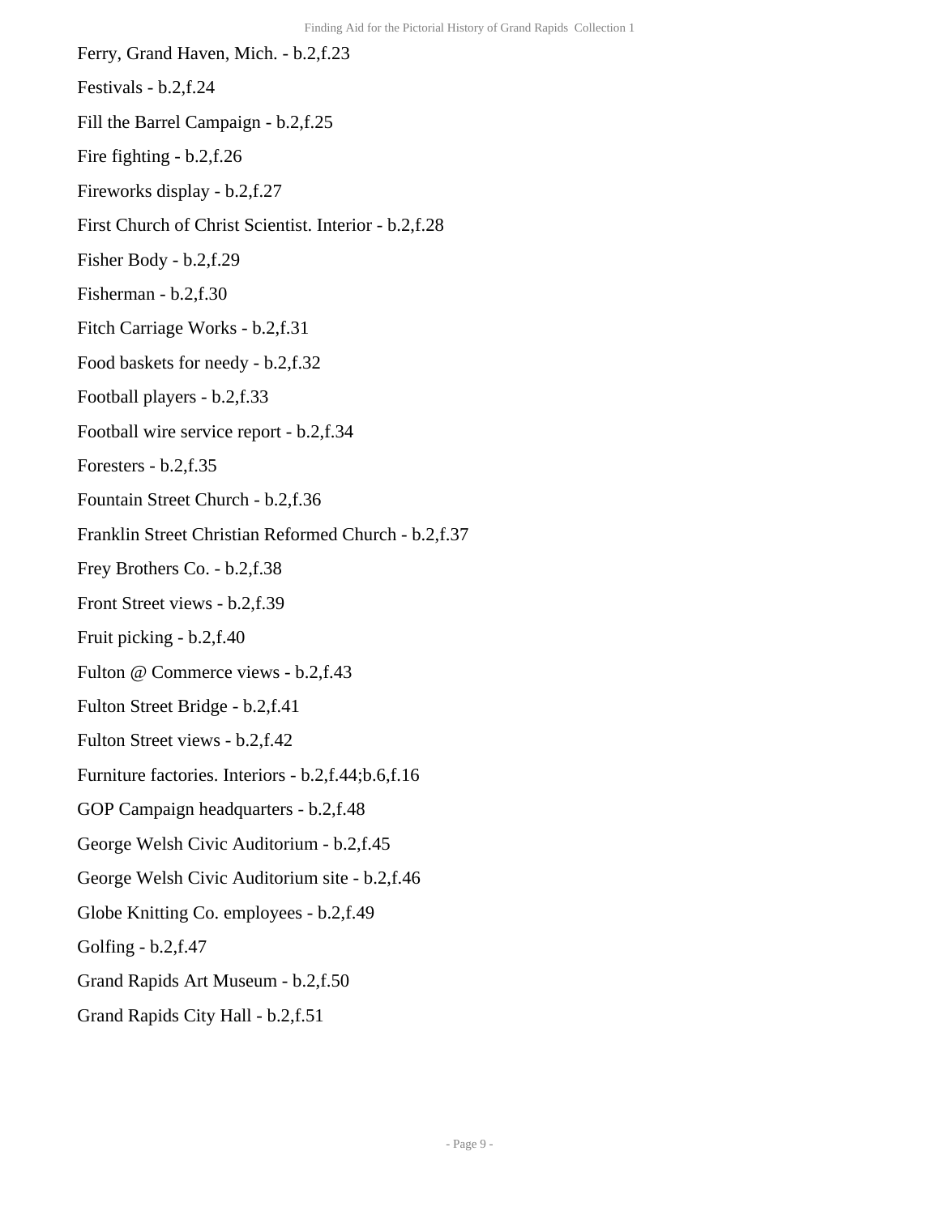Ferry, Grand Haven, Mich. - b.2,f.23

Festivals - b.2,f.24

Fill the Barrel Campaign - b.2,f.25

Fire fighting - b.2,f.26

Fireworks display - b.2,f.27

First Church of Christ Scientist. Interior - b.2,f.28

Fisher Body - b.2,f.29

Fisherman - b.2,f.30

Fitch Carriage Works - b.2,f.31

Food baskets for needy - b.2,f.32

Football players - b.2,f.33

Football wire service report - b.2,f.34

Foresters - b.2,f.35

Fountain Street Church - b.2,f.36

Franklin Street Christian Reformed Church - b.2,f.37

Frey Brothers Co. - b.2,f.38

Front Street views - b.2,f.39

Fruit picking - b.2,f.40

Fulton @ Commerce views - b.2,f.43

Fulton Street Bridge - b.2,f.41

Fulton Street views - b.2,f.42

Furniture factories. Interiors - b.2,f.44;b.6,f.16

GOP Campaign headquarters - b.2,f.48

George Welsh Civic Auditorium - b.2,f.45

George Welsh Civic Auditorium site - b.2,f.46

Globe Knitting Co. employees - b.2,f.49

Golfing - b.2,f.47

Grand Rapids Art Museum - b.2,f.50

Grand Rapids City Hall - b.2,f.51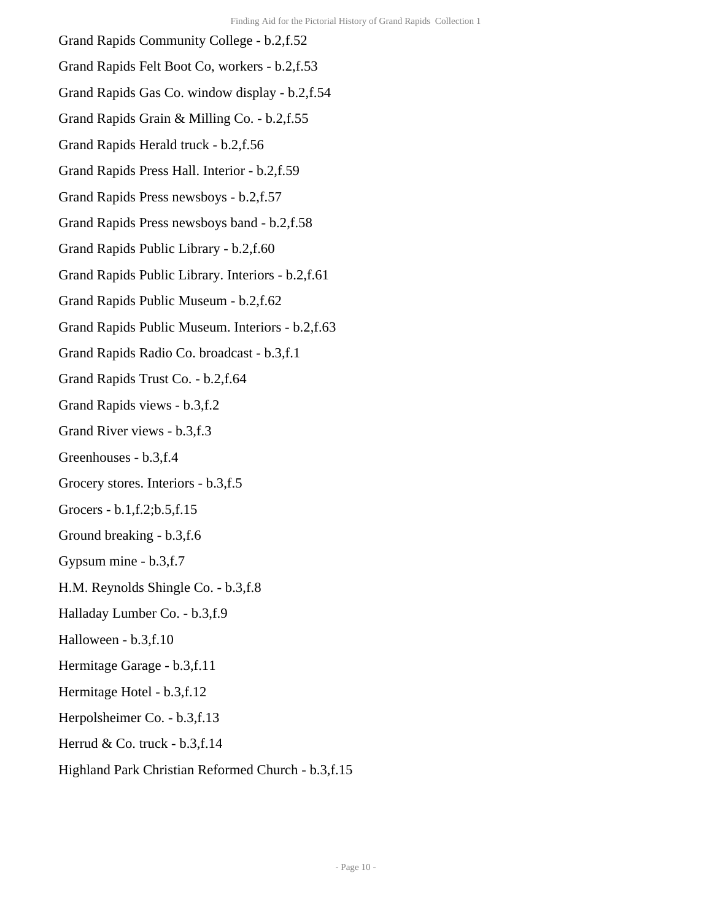Grand Rapids Community College - b.2,f.52

Grand Rapids Felt Boot Co, workers - b.2,f.53

Grand Rapids Gas Co. window display - b.2,f.54

Grand Rapids Grain & Milling Co. - b.2,f.55

Grand Rapids Herald truck - b.2,f.56

Grand Rapids Press Hall. Interior - b.2,f.59

Grand Rapids Press newsboys - b.2,f.57

Grand Rapids Press newsboys band - b.2,f.58

Grand Rapids Public Library - b.2,f.60

Grand Rapids Public Library. Interiors - b.2,f.61

Grand Rapids Public Museum - b.2,f.62

Grand Rapids Public Museum. Interiors - b.2,f.63

Grand Rapids Radio Co. broadcast - b.3,f.1

Grand Rapids Trust Co. - b.2,f.64

Grand Rapids views - b.3,f.2

Grand River views - b.3,f.3

Greenhouses - b.3,f.4

Grocery stores. Interiors - b.3,f.5

Grocers - b.1,f.2;b.5,f.15

Ground breaking - b.3,f.6

Gypsum mine - b.3,f.7

H.M. Reynolds Shingle Co. - b.3,f.8

Halladay Lumber Co. - b.3,f.9

Halloween - b.3,f.10

Hermitage Garage - b.3,f.11

Hermitage Hotel - b.3,f.12

Herpolsheimer Co. - b.3,f.13

Herrud & Co. truck - b.3,f.14

Highland Park Christian Reformed Church - b.3,f.15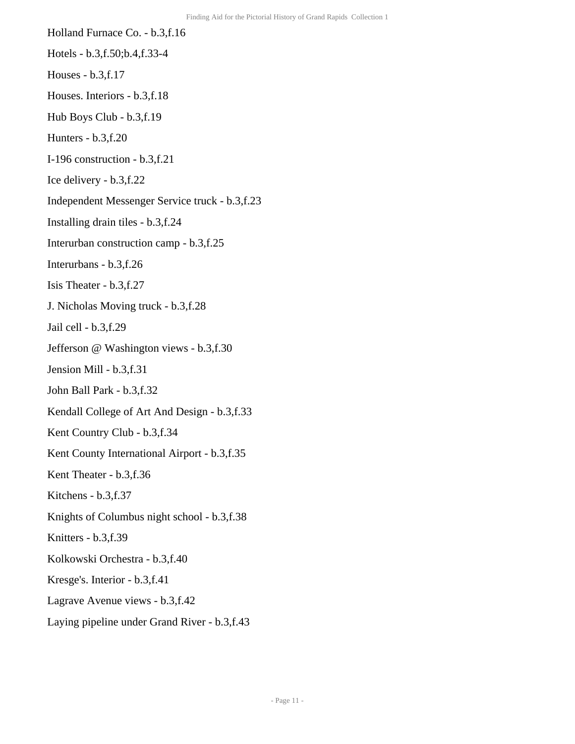Holland Furnace Co. - b.3,f.16

Hotels - b.3,f.50;b.4,f.33-4

Houses - b.3,f.17

Houses. Interiors - b.3,f.18

Hub Boys Club - b.3,f.19

Hunters - b.3,f.20

I-196 construction - b.3,f.21

Ice delivery - b.3,f.22

Independent Messenger Service truck - b.3,f.23

Installing drain tiles - b.3,f.24

Interurban construction camp - b.3,f.25

Interurbans - b.3,f.26

Isis Theater - b.3,f.27

J. Nicholas Moving truck - b.3,f.28

Jail cell - b.3,f.29

Jefferson @ Washington views - b.3,f.30

Jension Mill - b.3,f.31

John Ball Park - b.3,f.32

Kendall College of Art And Design - b.3,f.33

Kent Country Club - b.3,f.34

Kent County International Airport - b.3,f.35

Kent Theater - b.3,f.36

Kitchens - b.3,f.37

Knights of Columbus night school - b.3,f.38

Knitters - b.3,f.39

Kolkowski Orchestra - b.3,f.40

Kresge's. Interior - b.3,f.41

Lagrave Avenue views - b.3,f.42

Laying pipeline under Grand River - b.3,f.43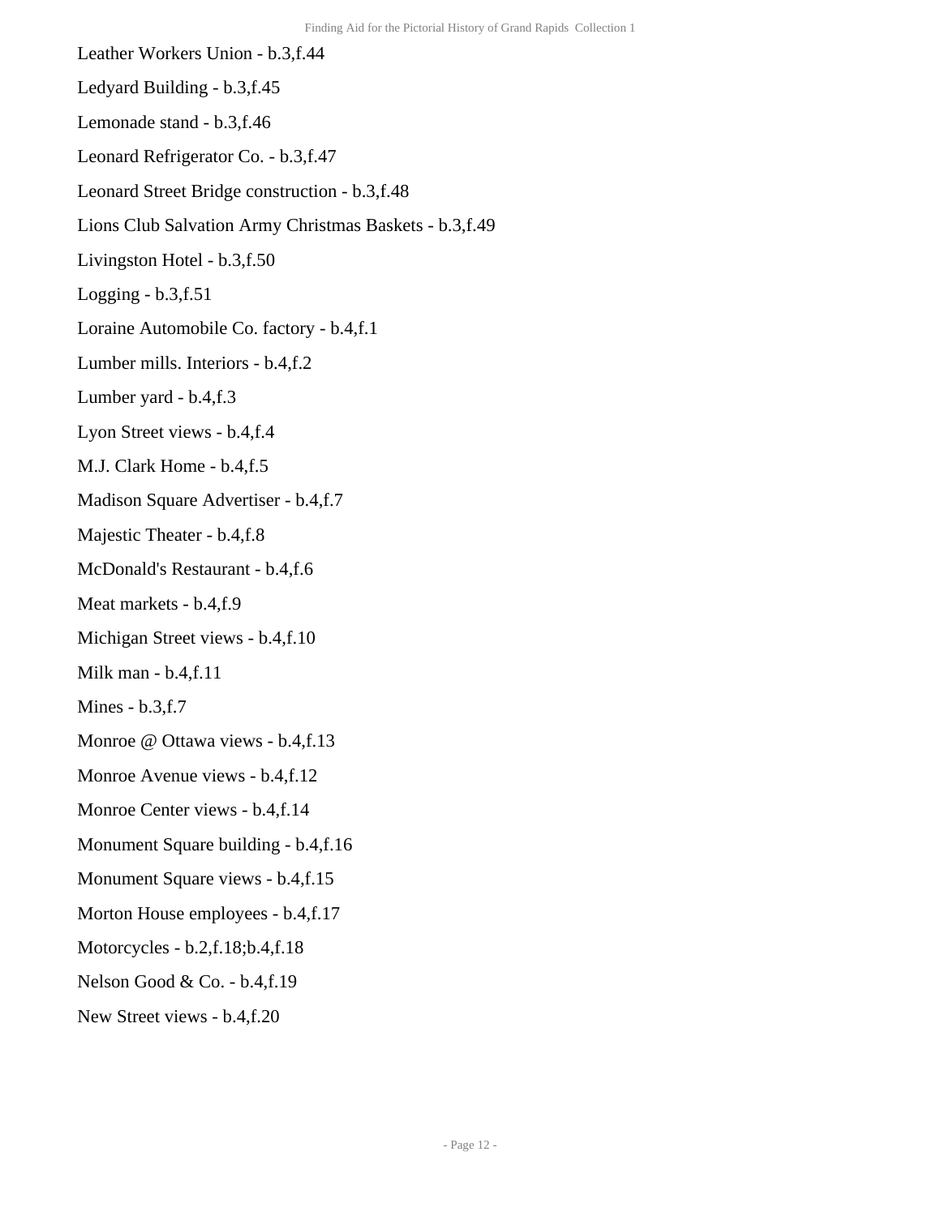Leather Workers Union - b.3,f.44

Ledyard Building - b.3,f.45

Lemonade stand - b.3,f.46

Leonard Refrigerator Co. - b.3,f.47

Leonard Street Bridge construction - b.3,f.48

Lions Club Salvation Army Christmas Baskets - b.3,f.49

Livingston Hotel - b.3,f.50

Logging - b.3,f.51

Loraine Automobile Co. factory - b.4,f.1

Lumber mills. Interiors - b.4,f.2

Lumber yard - b.4,f.3

Lyon Street views - b.4,f.4

M.J. Clark Home - b.4,f.5

Madison Square Advertiser - b.4,f.7

Majestic Theater - b.4,f.8

McDonald's Restaurant - b.4,f.6

Meat markets - b.4,f.9

Michigan Street views - b.4,f.10

Milk man - b.4,f.11

Mines - b.3,f.7

Monroe @ Ottawa views - b.4,f.13

Monroe Avenue views - b.4,f.12

Monroe Center views - b.4,f.14

Monument Square building - b.4,f.16

Monument Square views - b.4,f.15

Morton House employees - b.4,f.17

Motorcycles - b.2,f.18;b.4,f.18

Nelson Good & Co. - b.4,f.19

New Street views - b.4,f.20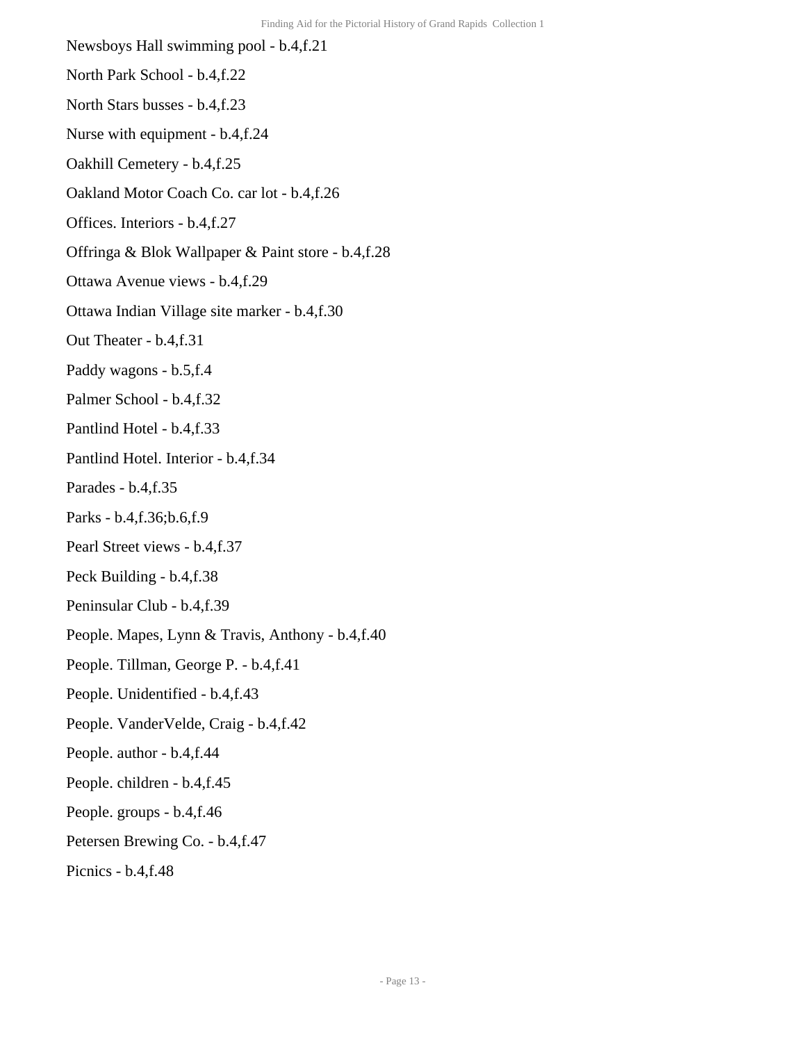Newsboys Hall swimming pool - b.4,f.21

North Park School - b.4,f.22

North Stars busses - b.4,f.23

Nurse with equipment - b.4,f.24

Oakhill Cemetery - b.4,f.25

Oakland Motor Coach Co. car lot - b.4,f.26

Offices. Interiors - b.4,f.27

Offringa & Blok Wallpaper & Paint store - b.4,f.28

Ottawa Avenue views - b.4,f.29

Ottawa Indian Village site marker - b.4,f.30

Out Theater - b.4,f.31

Paddy wagons - b.5,f.4

Palmer School - b.4,f.32

Pantlind Hotel - b.4,f.33

Pantlind Hotel. Interior - b.4,f.34

Parades - b.4,f.35

Parks - b.4,f.36;b.6,f.9

Pearl Street views - b.4,f.37

Peck Building - b.4,f.38

Peninsular Club - b.4,f.39

People. Mapes, Lynn & Travis, Anthony - b.4,f.40

People. Tillman, George P. - b.4,f.41

People. Unidentified - b.4,f.43

People. VanderVelde, Craig - b.4,f.42

People. author - b.4,f.44

People. children - b.4,f.45

People. groups - b.4,f.46

Petersen Brewing Co. - b.4,f.47

Picnics - b.4,f.48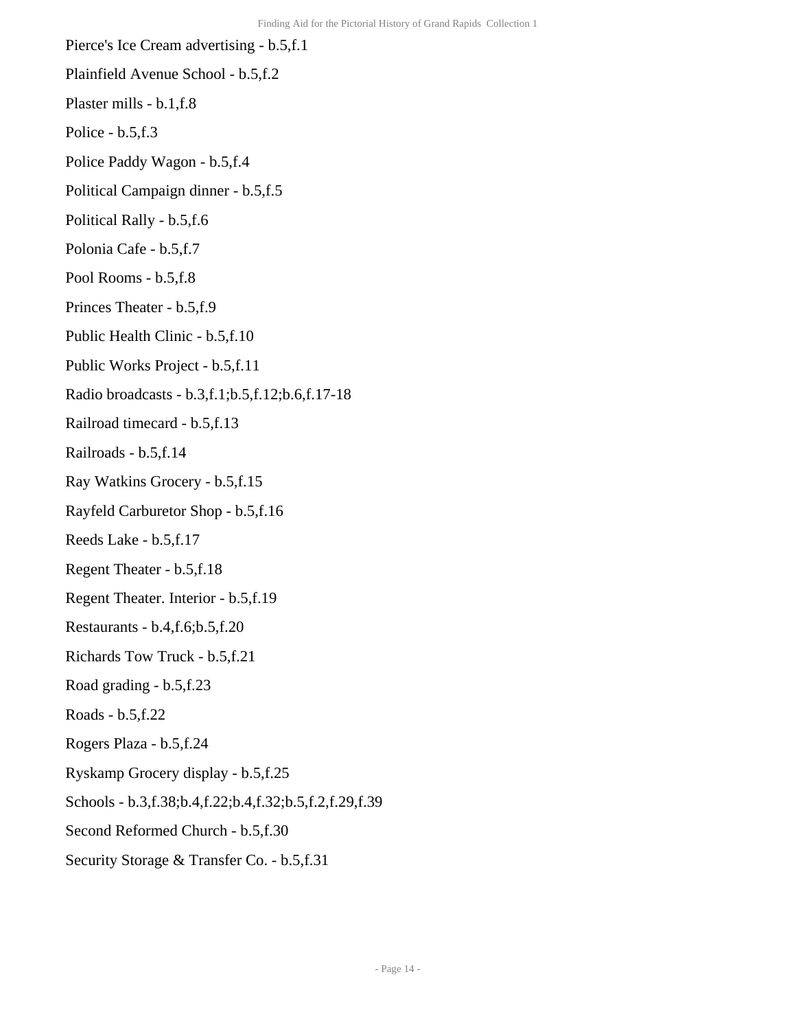Pierce's Ice Cream advertising - b.5,f.1

Plainfield Avenue School - b.5,f.2

Plaster mills - b.1,f.8

Police - b.5,f.3

Police Paddy Wagon - b.5,f.4

Political Campaign dinner - b.5,f.5

Political Rally - b.5,f.6

Polonia Cafe - b.5,f.7

Pool Rooms - b.5,f.8

Princes Theater - b.5,f.9

Public Health Clinic - b.5,f.10

Public Works Project - b.5,f.11

Radio broadcasts - b.3,f.1;b.5,f.12;b.6,f.17-18

Railroad timecard - b.5,f.13

Railroads - b.5,f.14

Ray Watkins Grocery - b.5,f.15

Rayfeld Carburetor Shop - b.5,f.16

Reeds Lake - b.5,f.17

Regent Theater - b.5,f.18

Regent Theater. Interior - b.5,f.19

Restaurants - b.4,f.6;b.5,f.20

Richards Tow Truck - b.5,f.21

Road grading - b.5,f.23

Roads - b.5,f.22

Rogers Plaza - b.5,f.24

Ryskamp Grocery display - b.5,f.25

Schools - b.3,f.38;b.4,f.22;b.4,f.32;b.5,f.2,f.29,f.39

Second Reformed Church - b.5,f.30

Security Storage & Transfer Co. - b.5,f.31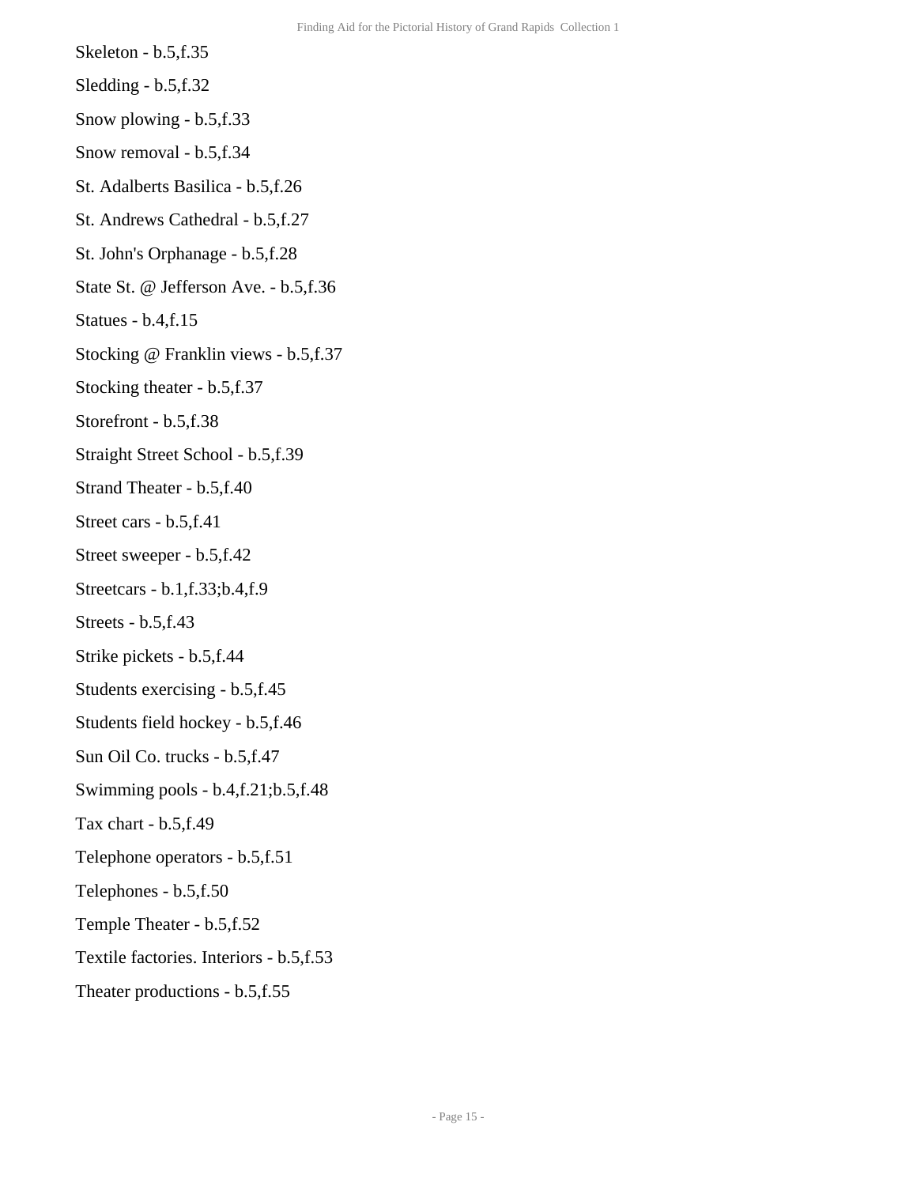Skeleton - b.5,f.35

Sledding - b.5,f.32

Snow plowing - b.5,f.33

Snow removal - b.5,f.34

St. Adalberts Basilica - b.5,f.26

St. Andrews Cathedral - b.5,f.27

St. John's Orphanage - b.5,f.28

State St. @ Jefferson Ave. - b.5,f.36

Statues - b.4,f.15

Stocking @ Franklin views - b.5,f.37

Stocking theater - b.5,f.37

Storefront - b.5,f.38

Straight Street School - b.5,f.39

Strand Theater - b.5,f.40

Street cars - b.5,f.41

Street sweeper - b.5,f.42

Streetcars - b.1,f.33;b.4,f.9

Streets - b.5,f.43

Strike pickets - b.5,f.44

Students exercising - b.5,f.45

Students field hockey - b.5,f.46

Sun Oil Co. trucks - b.5,f.47

Swimming pools - b.4,f.21;b.5,f.48

Tax chart - b.5,f.49

Telephone operators - b.5,f.51

Telephones - b.5,f.50

Temple Theater - b.5,f.52

Textile factories. Interiors - b.5,f.53

Theater productions - b.5,f.55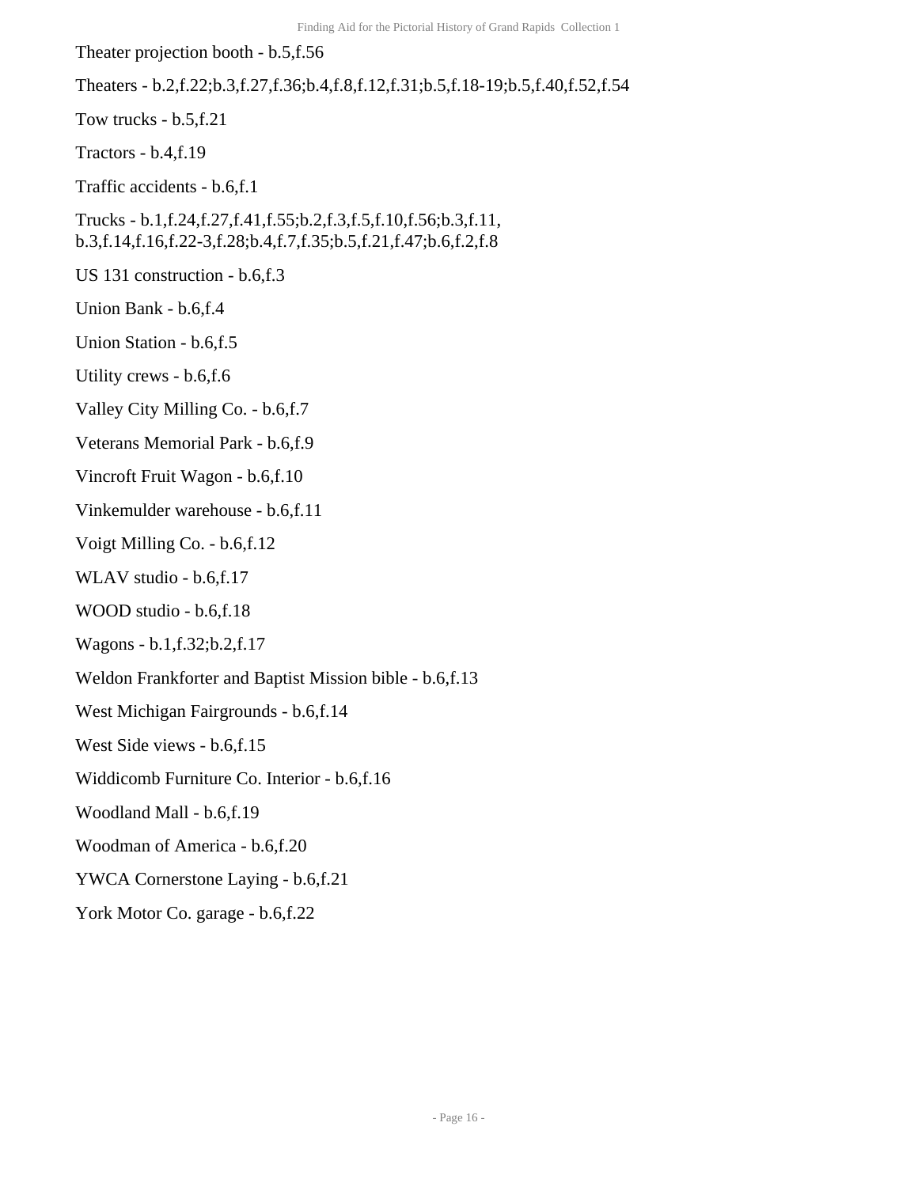Theater projection booth - b.5,f.56

Theaters - b.2,f.22;b.3,f.27,f.36;b.4,f.8,f.12,f.31;b.5,f.18-19;b.5,f.40,f.52,f.54

Tow trucks - b.5,f.21

Tractors - b.4,f.19

Traffic accidents - b.6,f.1

Trucks - b.1,f.24,f.27,f.41,f.55;b.2,f.3,f.5,f.10,f.56;b.3,f.11, b.3,f.14,f.16,f.22-3,f.28;b.4,f.7,f.35;b.5,f.21,f.47;b.6,f.2,f.8

US 131 construction - b.6,f.3

Union Bank - b.6,f.4

Union Station - b.6,f.5

Utility crews - b.6,f.6

Valley City Milling Co. - b.6,f.7

Veterans Memorial Park - b.6,f.9

Vincroft Fruit Wagon - b.6,f.10

Vinkemulder warehouse - b.6,f.11

Voigt Milling Co. - b.6,f.12

WLAV studio - b.6,f.17

WOOD studio - b.6,f.18

Wagons - b.1,f.32;b.2,f.17

Weldon Frankforter and Baptist Mission bible - b.6,f.13

West Michigan Fairgrounds - b.6,f.14

West Side views - b.6,f.15

Widdicomb Furniture Co. Interior - b.6,f.16

Woodland Mall - b.6,f.19

Woodman of America - b.6,f.20

YWCA Cornerstone Laying - b.6,f.21

York Motor Co. garage - b.6,f.22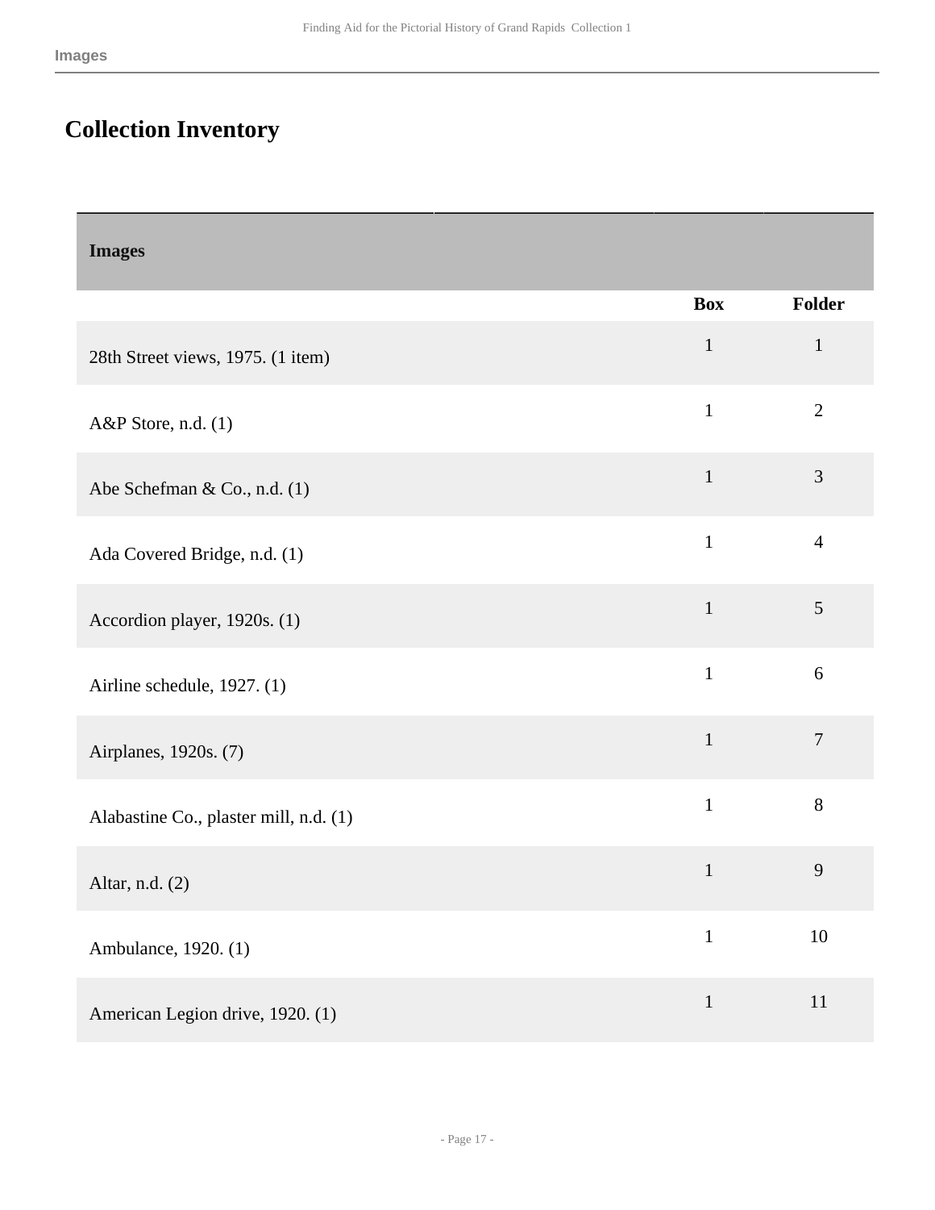# Collection Inventory

| Images | | |
|---|---|---|
| | Box | Folder |
| 28th Street views, 1975. (1 item) | 1 | 1 |
| A&P Store, n.d. (1) | 1 | 2 |
| Abe Schefman & Co., n.d. (1) | 1 | 3 |
| Ada Covered Bridge, n.d. (1) | 1 | 4 |
| Accordion player, 1920s. (1) | 1 | 5 |
| Airline schedule, 1927. (1) | 1 | 6 |
| Airplanes, 1920s. (7) | 1 | 7 |
| Alabastine Co., plaster mill, n.d. (1) | 1 | 8 |
| Altar, n.d. (2) | 1 | 9 |
| Ambulance, 1920. (1) | 1 | 10 |
| American Legion drive, 1920. (1) | 1 | 11 |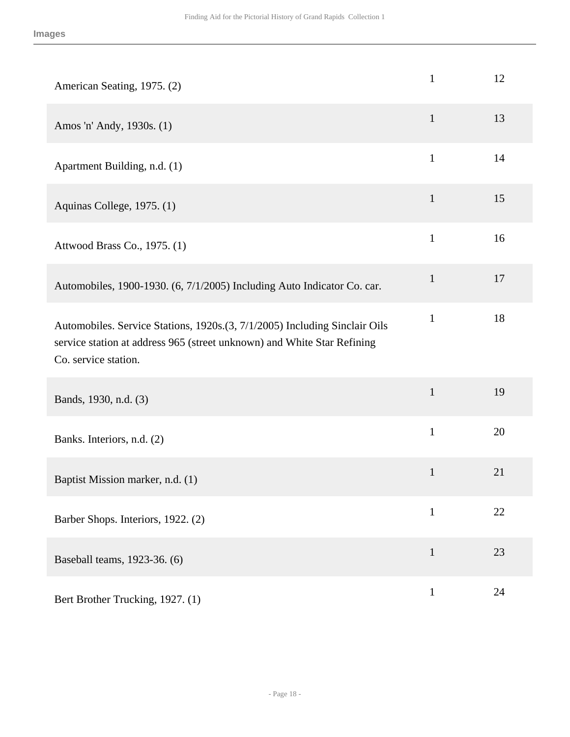| | | |
|---|---|---|
| American Seating, 1975. (2) | 1 | 12 |
| Amos 'n' Andy, 1930s. (1) | 1 | 13 |
| Apartment Building, n.d. (1) | 1 | 14 |
| Aquinas College, 1975. (1) | 1 | 15 |
| Attwood Brass Co., 1975. (1) | 1 | 16 |
| Automobiles, 1900-1930. (6, 7/1/2005) Including Auto Indicator Co. car. | 1 | 17 |
| Automobiles. Service Stations, 1920s.(3, 7/1/2005) Including Sinclair Oils service station at address 965 (street unknown) and White Star Refining Co. service station. | 1 | 18 |
| Bands, 1930, n.d. (3) | 1 | 19 |
| Banks. Interiors, n.d. (2) | 1 | 20 |
| Baptist Mission marker, n.d. (1) | 1 | 21 |
| Barber Shops. Interiors, 1922. (2) | 1 | 22 |
| Baseball teams, 1923-36. (6) | 1 | 23 |
| Bert Brother Trucking, 1927. (1) | 1 | 24 |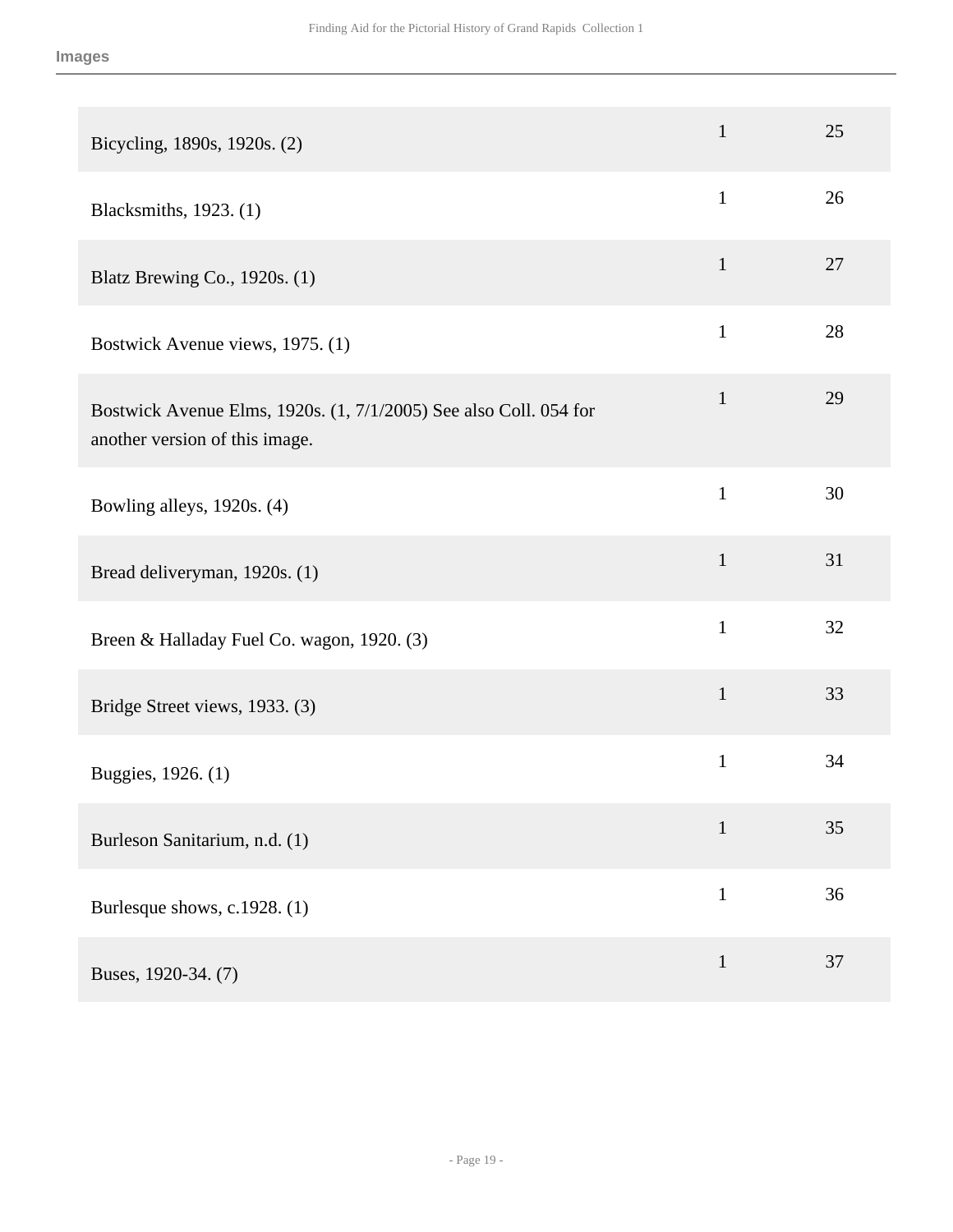**Images**

| | | |
|---|---|---|
| Bicycling, 1890s, 1920s. (2) | 1 | 25 |
| Blacksmiths, 1923. (1) | 1 | 26 |
| Blatz Brewing Co., 1920s. (1) | 1 | 27 |
| Bostwick Avenue views, 1975. (1) | 1 | 28 |
| Bostwick Avenue Elms, 1920s. (1, 7/1/2005) See also Coll. 054 for another version of this image. | 1 | 29 |
| Bowling alleys, 1920s. (4) | 1 | 30 |
| Bread deliveryman, 1920s. (1) | 1 | 31 |
| Breen & Halladay Fuel Co. wagon, 1920. (3) | 1 | 32 |
| Bridge Street views, 1933. (3) | 1 | 33 |
| Buggies, 1926. (1) | 1 | 34 |
| Burleson Sanitarium, n.d. (1) | 1 | 35 |
| Burlesque shows, c.1928. (1) | 1 | 36 |
| Buses, 1920-34. (7) | 1 | 37 |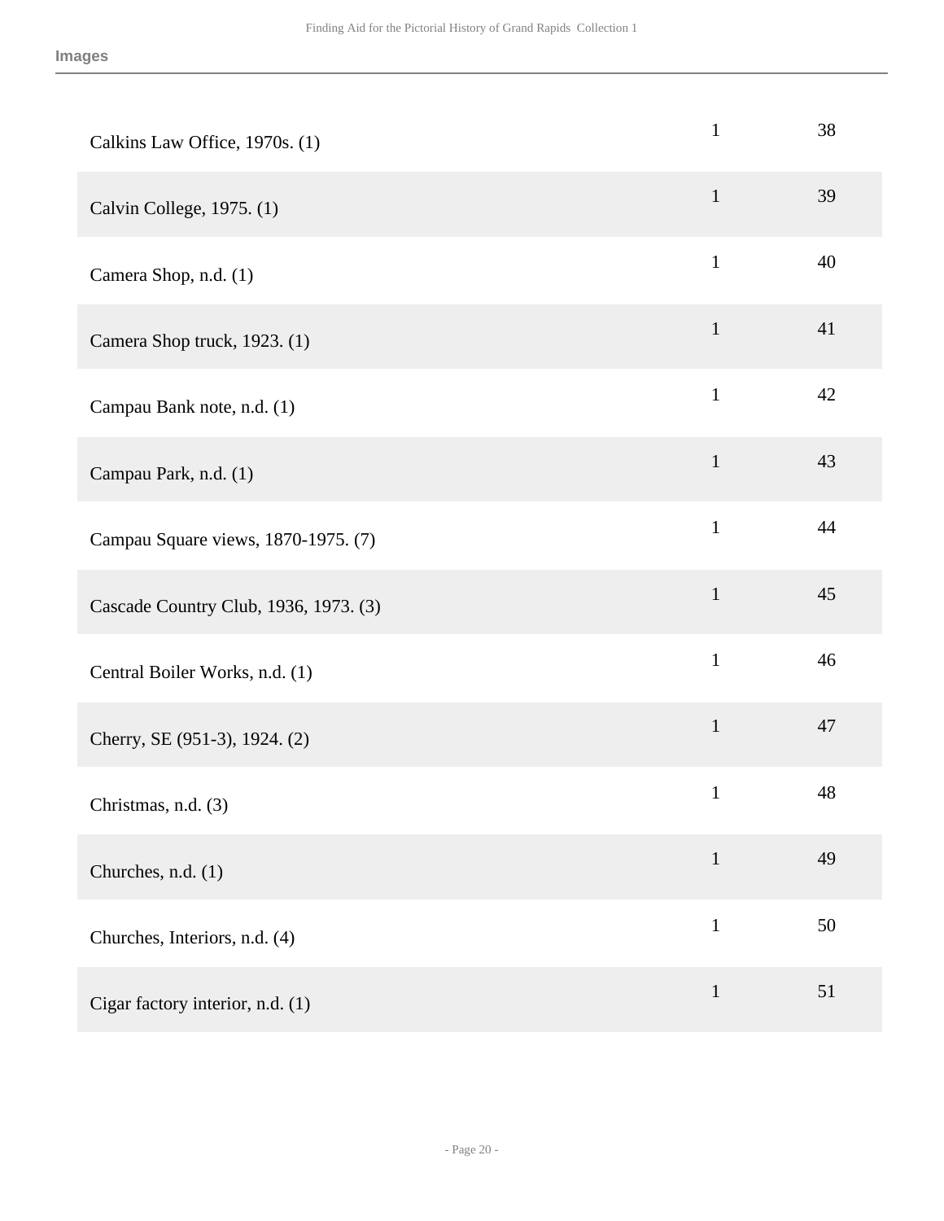| | | |
|---|---|---|
| Calkins Law Office, 1970s. (1) | 1 | 38 |
| Calvin College, 1975. (1) | 1 | 39 |
| Camera Shop, n.d. (1) | 1 | 40 |
| Camera Shop truck, 1923. (1) | 1 | 41 |
| Campau Bank note, n.d. (1) | 1 | 42 |
| Campau Park, n.d. (1) | 1 | 43 |
| Campau Square views, 1870-1975. (7) | 1 | 44 |
| Cascade Country Club, 1936, 1973. (3) | 1 | 45 |
| Central Boiler Works, n.d. (1) | 1 | 46 |
| Cherry, SE (951-3), 1924. (2) | 1 | 47 |
| Christmas, n.d. (3) | 1 | 48 |
| Churches, n.d. (1) | 1 | 49 |
| Churches, Interiors, n.d. (4) | 1 | 50 |
| Cigar factory interior, n.d. (1) | 1 | 51 |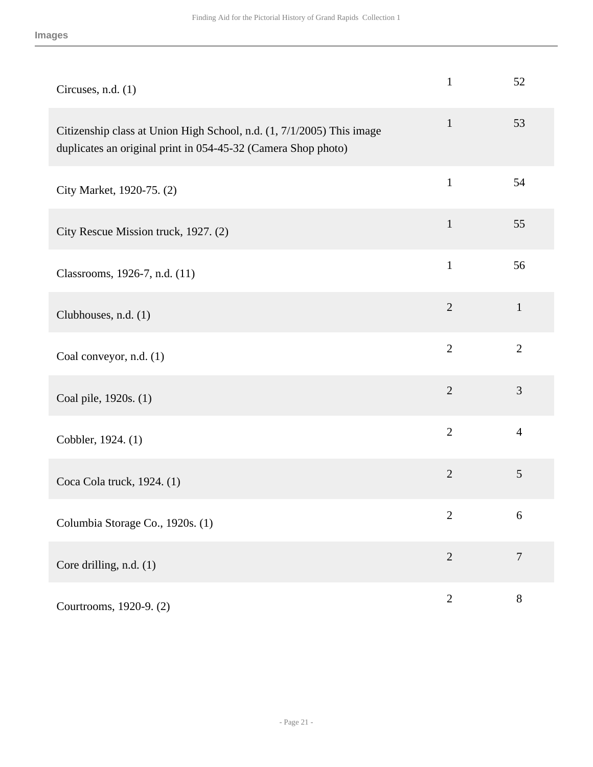| | | |
|---|---|---|
| Circuses, n.d. (1) | 1 | 52 |
| Citizenship class at Union High School, n.d. (1, 7/1/2005) This image duplicates an original print in 054-45-32 (Camera Shop photo) | 1 | 53 |
| City Market, 1920-75. (2) | 1 | 54 |
| City Rescue Mission truck, 1927. (2) | 1 | 55 |
| Classrooms, 1926-7, n.d. (11) | 1 | 56 |
| Clubhouses, n.d. (1) | 2 | 1 |
| Coal conveyor, n.d. (1) | 2 | 2 |
| Coal pile, 1920s. (1) | 2 | 3 |
| Cobbler, 1924. (1) | 2 | 4 |
| Coca Cola truck, 1924. (1) | 2 | 5 |
| Columbia Storage Co., 1920s. (1) | 2 | 6 |
| Core drilling, n.d. (1) | 2 | 7 |
| Courtrooms, 1920-9. (2) | 2 | 8 |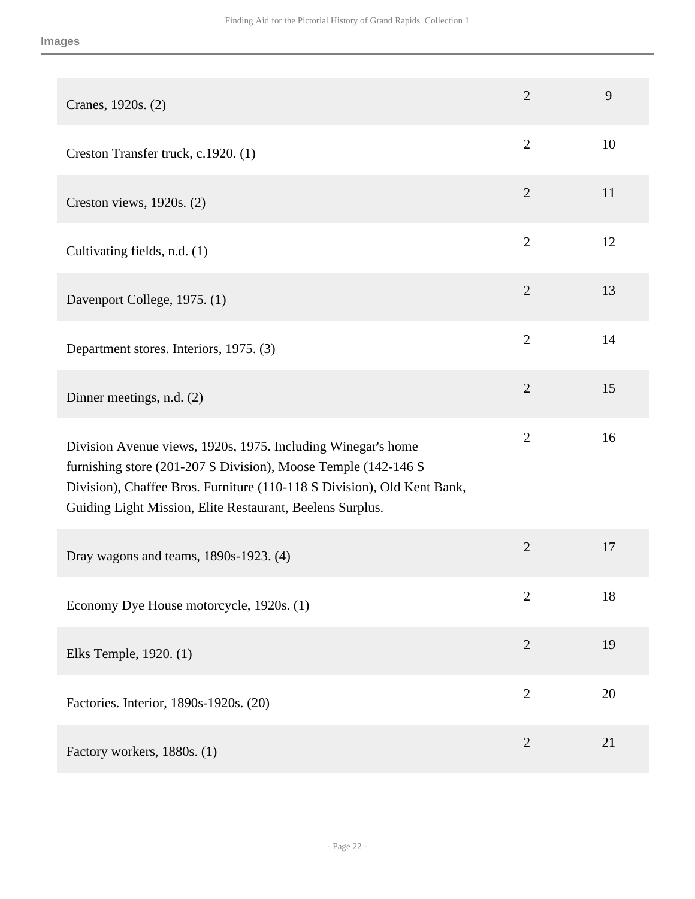| | | |
|---|---|---|
| Cranes, 1920s. (2) | 2 | 9 |
| Creston Transfer truck, c.1920. (1) | 2 | 10 |
| Creston views, 1920s. (2) | 2 | 11 |
| Cultivating fields, n.d. (1) | 2 | 12 |
| Davenport College, 1975. (1) | 2 | 13 |
| Department stores. Interiors, 1975. (3) | 2 | 14 |
| Dinner meetings, n.d. (2) | 2 | 15 |
| Division Avenue views, 1920s, 1975. Including Winegar's home furnishing store (201-207 S Division), Moose Temple (142-146 S Division), Chaffee Bros. Furniture (110-118 S Division), Old Kent Bank, Guiding Light Mission, Elite Restaurant, Beelens Surplus. | 2 | 16 |
| Dray wagons and teams, 1890s-1923. (4) | 2 | 17 |
| Economy Dye House motorcycle, 1920s. (1) | 2 | 18 |
| Elks Temple, 1920. (1) | 2 | 19 |
| Factories. Interior, 1890s-1920s. (20) | 2 | 20 |
| Factory workers, 1880s. (1) | 2 | 21 |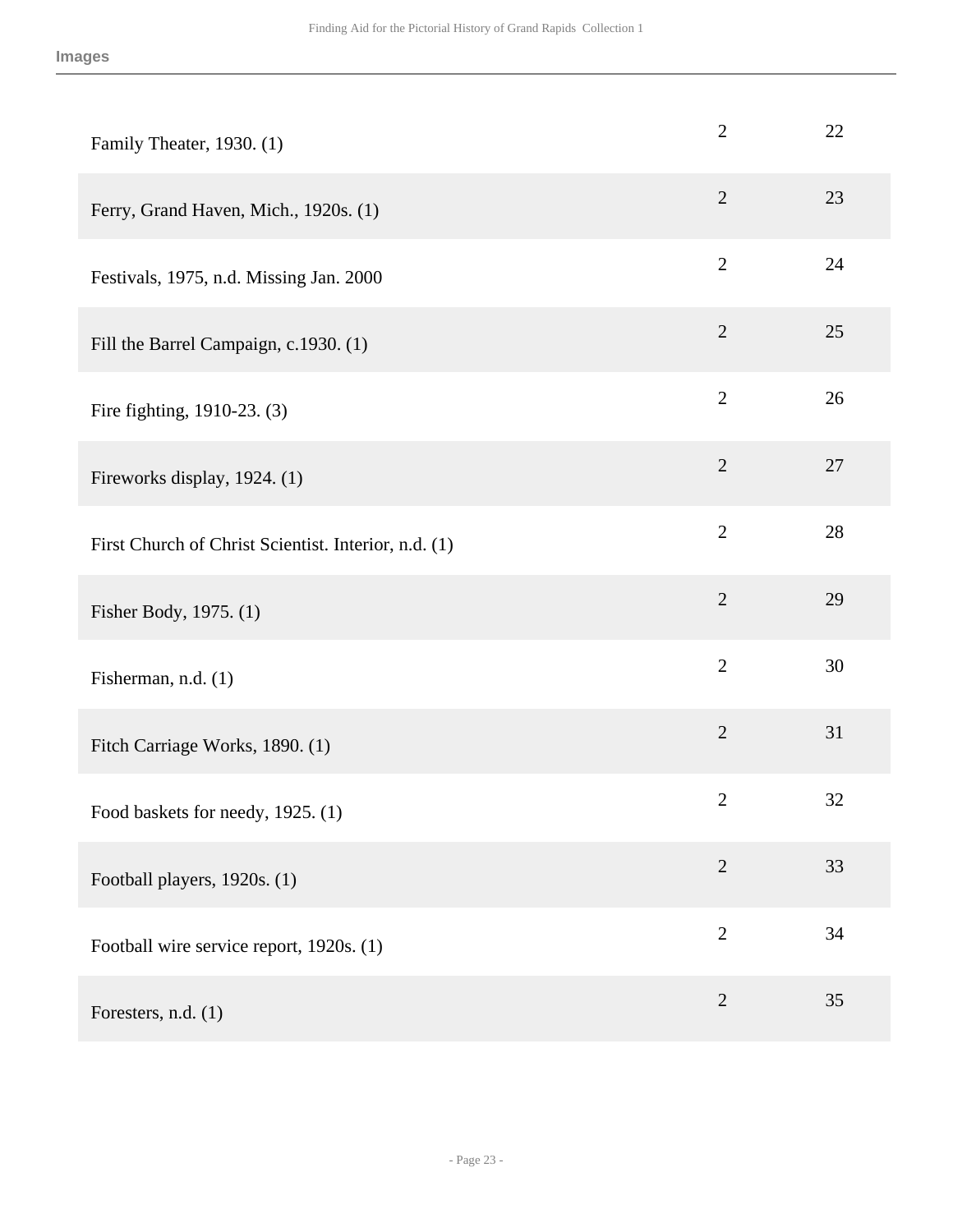Images

| | | |
|---|---|---|
| Family Theater, 1930. (1) | 2 | 22 |
| Ferry, Grand Haven, Mich., 1920s. (1) | 2 | 23 |
| Festivals, 1975, n.d. Missing Jan. 2000 | 2 | 24 |
| Fill the Barrel Campaign, c.1930. (1) | 2 | 25 |
| Fire fighting, 1910-23. (3) | 2 | 26 |
| Fireworks display, 1924. (1) | 2 | 27 |
| First Church of Christ Scientist. Interior, n.d. (1) | 2 | 28 |
| Fisher Body, 1975. (1) | 2 | 29 |
| Fisherman, n.d. (1) | 2 | 30 |
| Fitch Carriage Works, 1890. (1) | 2 | 31 |
| Food baskets for needy, 1925. (1) | 2 | 32 |
| Football players, 1920s. (1) | 2 | 33 |
| Football wire service report, 1920s. (1) | 2 | 34 |
| Foresters, n.d. (1) | 2 | 35 |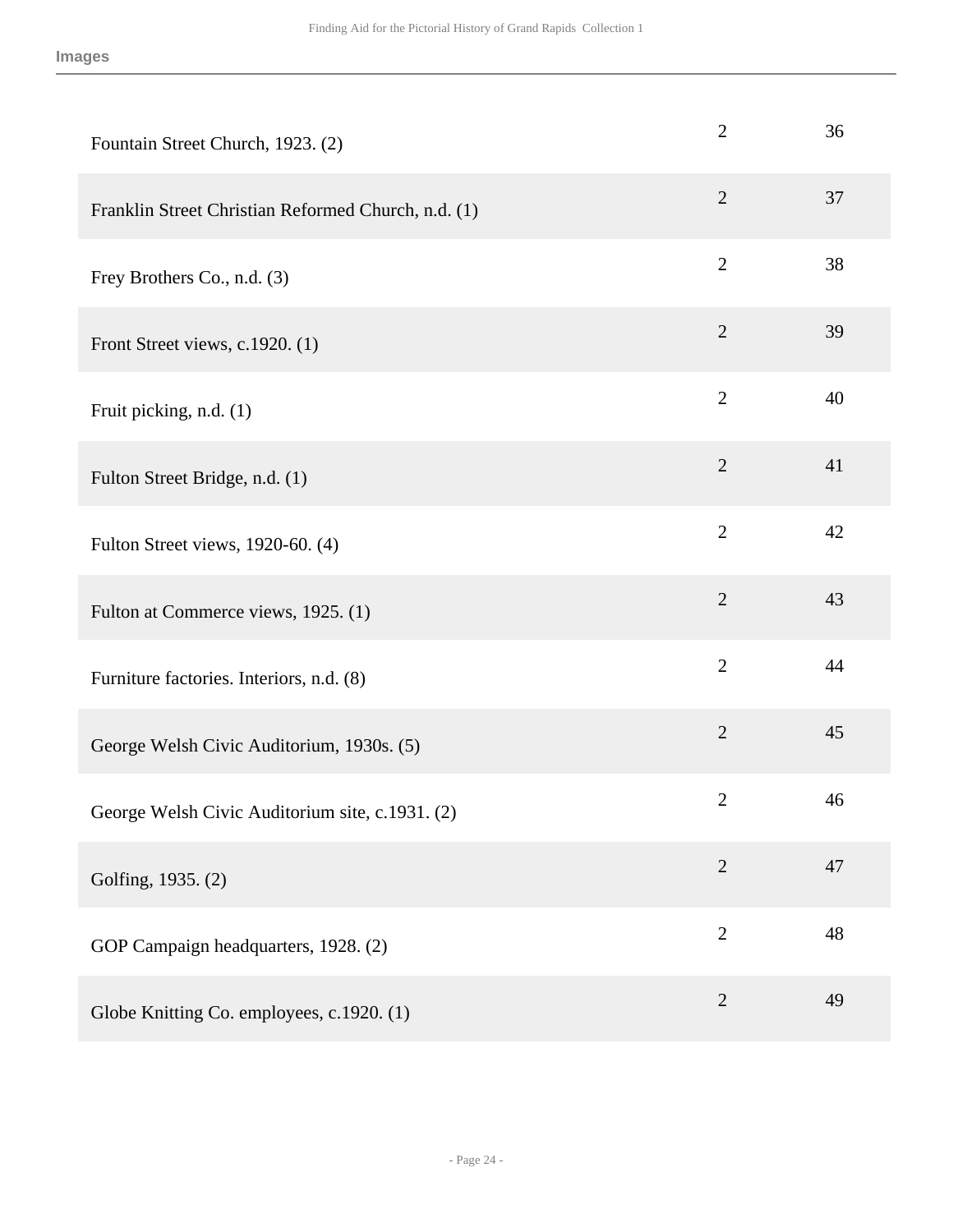| | | |
|---|---|---|
| Fountain Street Church, 1923. (2) | 2 | 36 |
| Franklin Street Christian Reformed Church, n.d. (1) | 2 | 37 |
| Frey Brothers Co., n.d. (3) | 2 | 38 |
| Front Street views, c.1920. (1) | 2 | 39 |
| Fruit picking, n.d. (1) | 2 | 40 |
| Fulton Street Bridge, n.d. (1) | 2 | 41 |
| Fulton Street views, 1920-60. (4) | 2 | 42 |
| Fulton at Commerce views, 1925. (1) | 2 | 43 |
| Furniture factories. Interiors, n.d. (8) | 2 | 44 |
| George Welsh Civic Auditorium, 1930s. (5) | 2 | 45 |
| George Welsh Civic Auditorium site, c.1931. (2) | 2 | 46 |
| Golfing, 1935. (2) | 2 | 47 |
| GOP Campaign headquarters, 1928. (2) | 2 | 48 |
| Globe Knitting Co. employees, c.1920. (1) | 2 | 49 |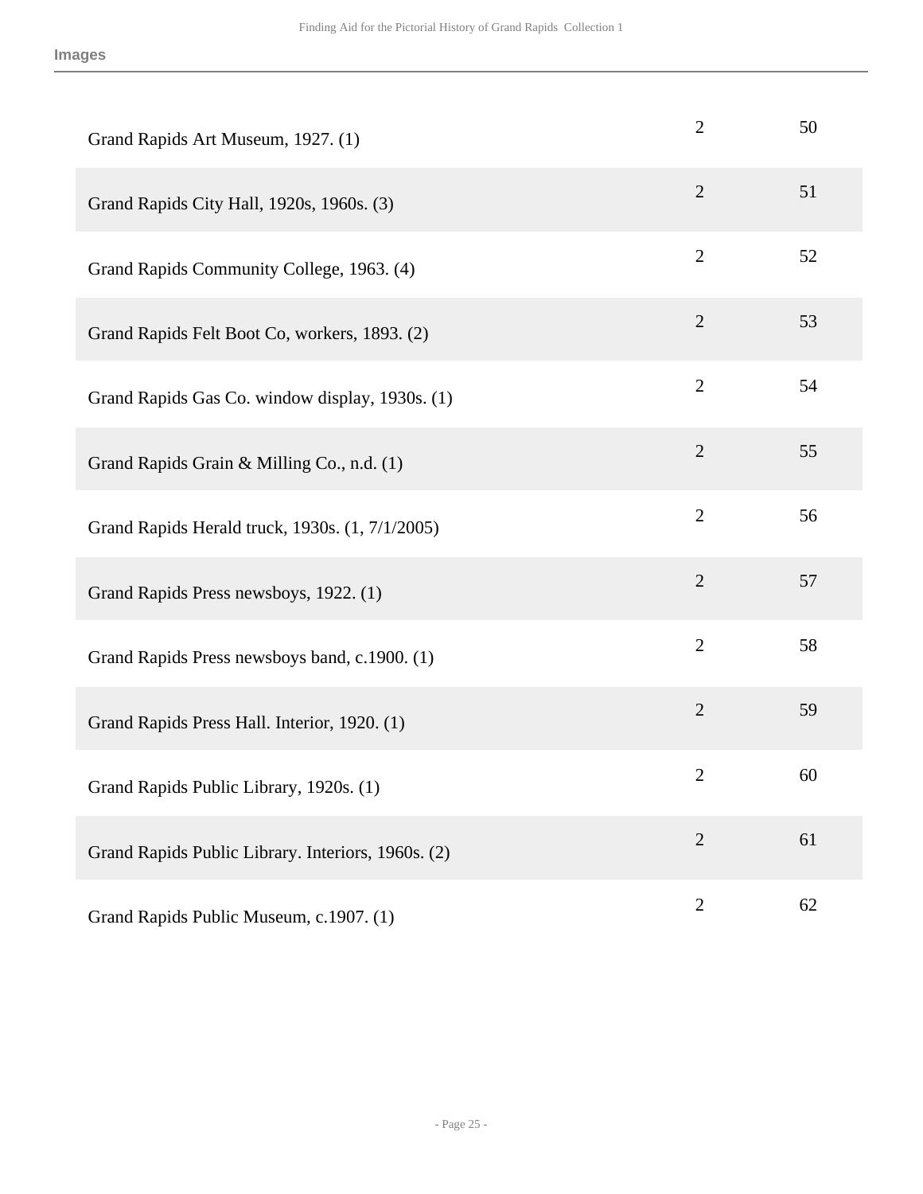**Images**

| | | |
|---|---|---|
| Grand Rapids Art Museum, 1927. (1) | 2 | 50 |
| Grand Rapids City Hall, 1920s, 1960s. (3) | 2 | 51 |
| Grand Rapids Community College, 1963. (4) | 2 | 52 |
| Grand Rapids Felt Boot Co, workers, 1893. (2) | 2 | 53 |
| Grand Rapids Gas Co. window display, 1930s. (1) | 2 | 54 |
| Grand Rapids Grain & Milling Co., n.d. (1) | 2 | 55 |
| Grand Rapids Herald truck, 1930s. (1, 7/1/2005) | 2 | 56 |
| Grand Rapids Press newsboys, 1922. (1) | 2 | 57 |
| Grand Rapids Press newsboys band, c.1900. (1) | 2 | 58 |
| Grand Rapids Press Hall. Interior, 1920. (1) | 2 | 59 |
| Grand Rapids Public Library, 1920s. (1) | 2 | 60 |
| Grand Rapids Public Library. Interiors, 1960s. (2) | 2 | 61 |
| Grand Rapids Public Museum, c.1907. (1) | 2 | 62 |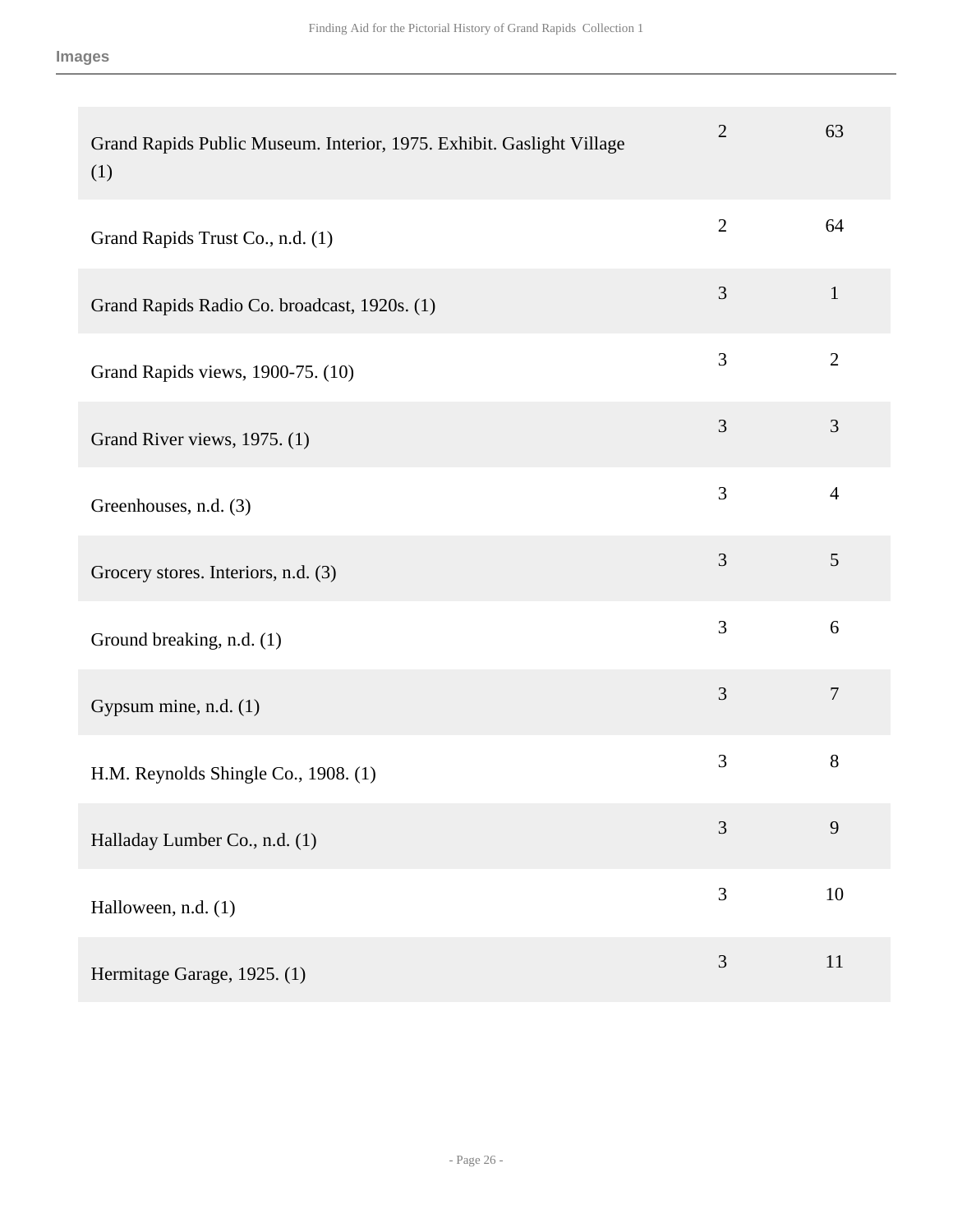**Images**

| | | |
|---|---|---|
| Grand Rapids Public Museum. Interior, 1975. Exhibit. Gaslight Village (1) | 2 | 63 |
| Grand Rapids Trust Co., n.d. (1) | 2 | 64 |
| Grand Rapids Radio Co. broadcast, 1920s. (1) | 3 | 1 |
| Grand Rapids views, 1900-75. (10) | 3 | 2 |
| Grand River views, 1975. (1) | 3 | 3 |
| Greenhouses, n.d. (3) | 3 | 4 |
| Grocery stores. Interiors, n.d. (3) | 3 | 5 |
| Ground breaking, n.d. (1) | 3 | 6 |
| Gypsum mine, n.d. (1) | 3 | 7 |
| H.M. Reynolds Shingle Co., 1908. (1) | 3 | 8 |
| Halladay Lumber Co., n.d. (1) | 3 | 9 |
| Halloween, n.d. (1) | 3 | 10 |
| Hermitage Garage, 1925. (1) | 3 | 11 |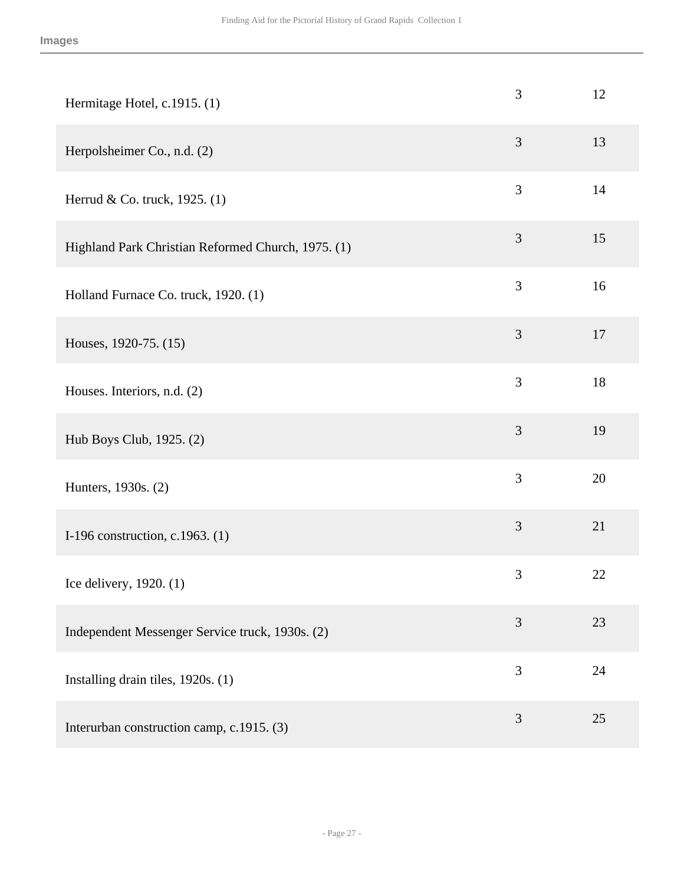| | | |
|---|---|---|
| Hermitage Hotel, c.1915. (1) | 3 | 12 |
| Herpolsheimer Co., n.d. (2) | 3 | 13 |
| Herrud & Co. truck, 1925. (1) | 3 | 14 |
| Highland Park Christian Reformed Church, 1975. (1) | 3 | 15 |
| Holland Furnace Co. truck, 1920. (1) | 3 | 16 |
| Houses, 1920-75. (15) | 3 | 17 |
| Houses. Interiors, n.d. (2) | 3 | 18 |
| Hub Boys Club, 1925. (2) | 3 | 19 |
| Hunters, 1930s. (2) | 3 | 20 |
| I-196 construction, c.1963. (1) | 3 | 21 |
| Ice delivery, 1920. (1) | 3 | 22 |
| Independent Messenger Service truck, 1930s. (2) | 3 | 23 |
| Installing drain tiles, 1920s. (1) | 3 | 24 |
| Interurban construction camp, c.1915. (3) | 3 | 25 |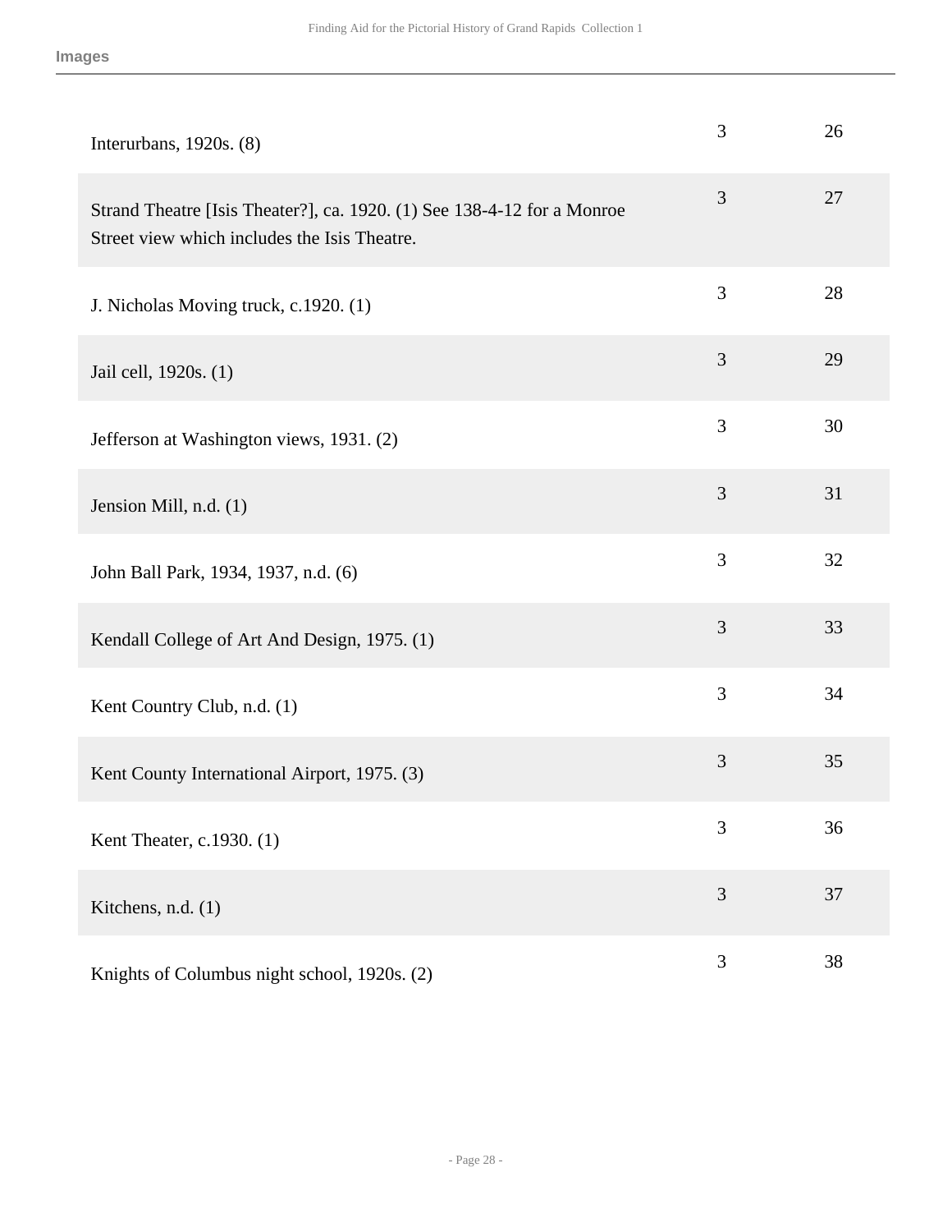**Images**

| | | |
|---|---|---|
| Interurbans, 1920s. (8) | 3 | 26 |
| Strand Theatre [Isis Theater?], ca. 1920. (1) See 138-4-12 for a Monroe Street view which includes the Isis Theatre. | 3 | 27 |
| J. Nicholas Moving truck, c.1920. (1) | 3 | 28 |
| Jail cell, 1920s. (1) | 3 | 29 |
| Jefferson at Washington views, 1931. (2) | 3 | 30 |
| Jension Mill, n.d. (1) | 3 | 31 |
| John Ball Park, 1934, 1937, n.d. (6) | 3 | 32 |
| Kendall College of Art And Design, 1975. (1) | 3 | 33 |
| Kent Country Club, n.d. (1) | 3 | 34 |
| Kent County International Airport, 1975. (3) | 3 | 35 |
| Kent Theater, c.1930. (1) | 3 | 36 |
| Kitchens, n.d. (1) | 3 | 37 |
| Knights of Columbus night school, 1920s. (2) | 3 | 38 |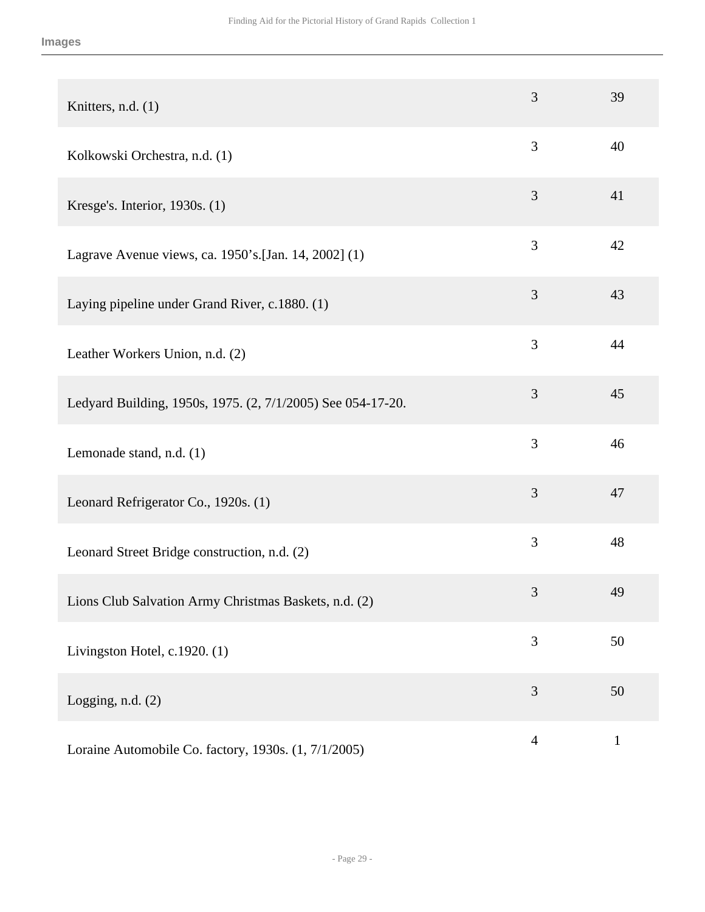**Images**

| | | |
|---|---|---|
| Knitters, n.d. (1) | 3 | 39 |
| Kolkowski Orchestra, n.d. (1) | 3 | 40 |
| Kresge's. Interior, 1930s. (1) | 3 | 41 |
| Lagrave Avenue views, ca. 1950’s.[Jan. 14, 2002] (1) | 3 | 42 |
| Laying pipeline under Grand River, c.1880. (1) | 3 | 43 |
| Leather Workers Union, n.d. (2) | 3 | 44 |
| Ledyard Building, 1950s, 1975. (2, 7/1/2005) See 054-17-20. | 3 | 45 |
| Lemonade stand, n.d. (1) | 3 | 46 |
| Leonard Refrigerator Co., 1920s. (1) | 3 | 47 |
| Leonard Street Bridge construction, n.d. (2) | 3 | 48 |
| Lions Club Salvation Army Christmas Baskets, n.d. (2) | 3 | 49 |
| Livingston Hotel, c.1920. (1) | 3 | 50 |
| Logging, n.d. (2) | 3 | 50 |
| Loraine Automobile Co. factory, 1930s. (1, 7/1/2005) | 4 | 1 |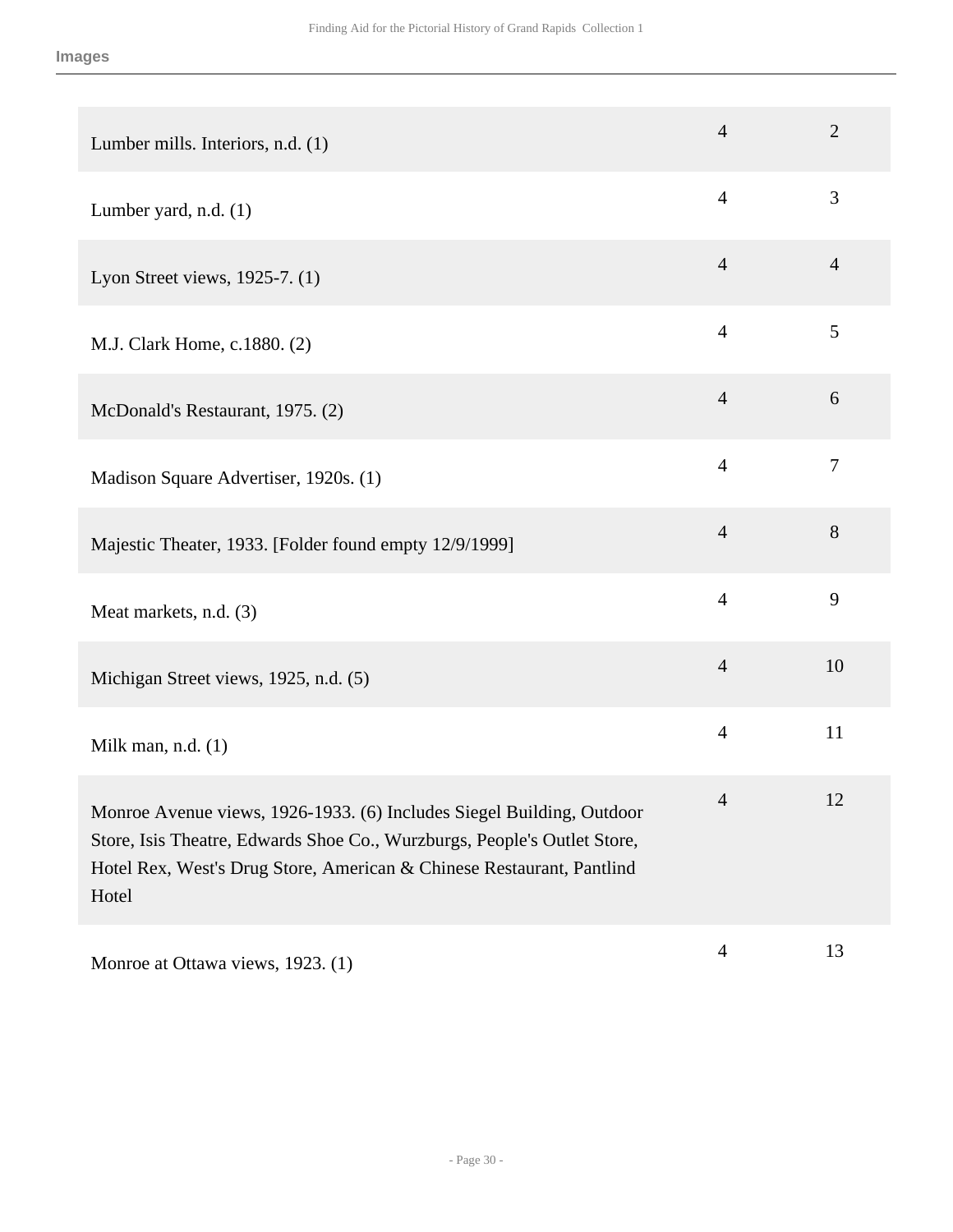**Images**

| | | |
|---|---|---|
| Lumber mills. Interiors, n.d. (1) | 4 | 2 |
| Lumber yard, n.d. (1) | 4 | 3 |
| Lyon Street views, 1925-7. (1) | 4 | 4 |
| M.J. Clark Home, c.1880. (2) | 4 | 5 |
| McDonald's Restaurant, 1975. (2) | 4 | 6 |
| Madison Square Advertiser, 1920s. (1) | 4 | 7 |
| Majestic Theater, 1933. [Folder found empty 12/9/1999] | 4 | 8 |
| Meat markets, n.d. (3) | 4 | 9 |
| Michigan Street views, 1925, n.d. (5) | 4 | 10 |
| Milk man, n.d. (1) | 4 | 11 |
| Monroe Avenue views, 1926-1933. (6) Includes Siegel Building, Outdoor Store, Isis Theatre, Edwards Shoe Co., Wurzburgs, People's Outlet Store, Hotel Rex, West's Drug Store, American & Chinese Restaurant, Pantlind Hotel | 4 | 12 |
| Monroe at Ottawa views, 1923. (1) | 4 | 13 |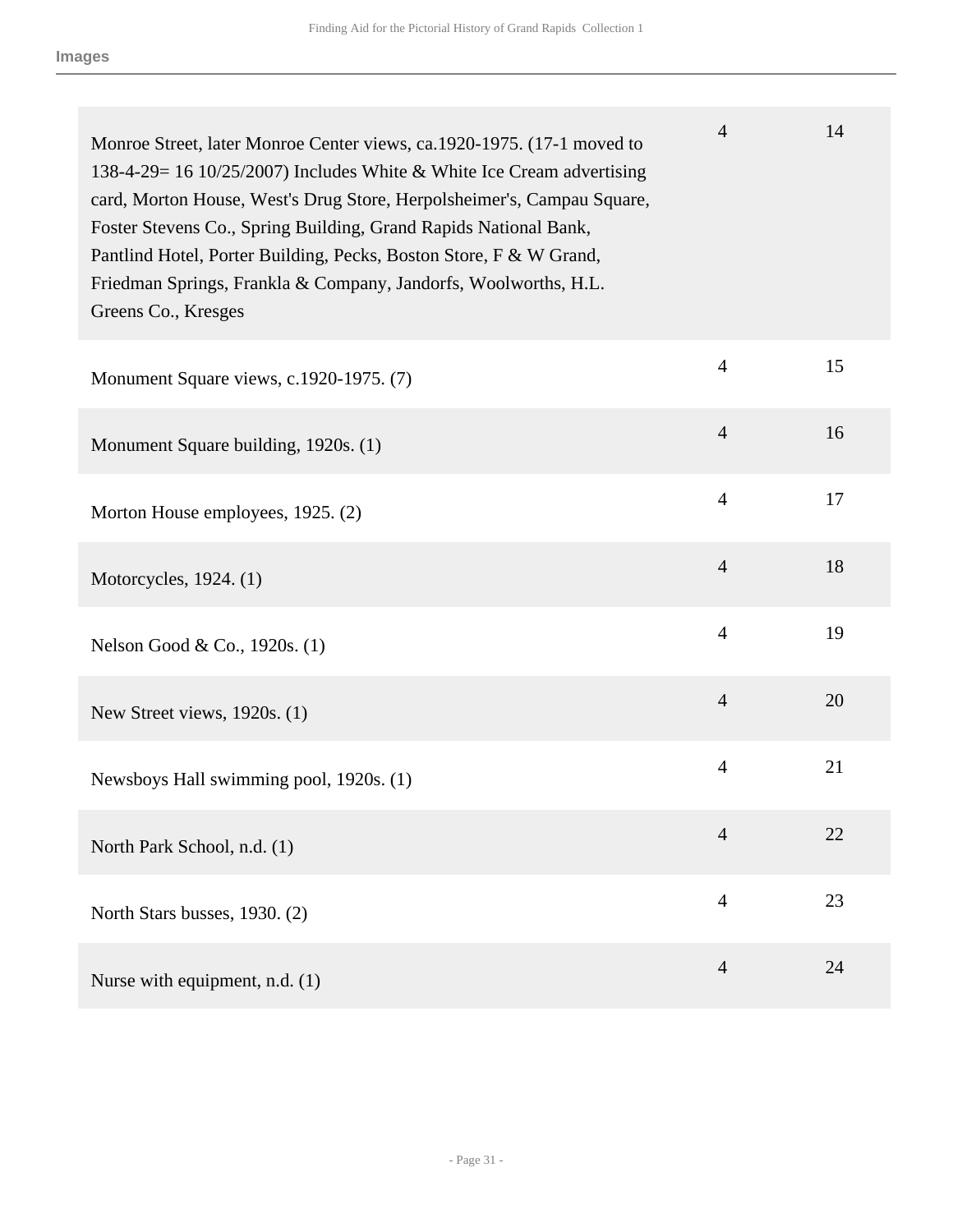**Images**

| Description | Box | Folder |
| --- | --- | --- |
| Monroe Street, later Monroe Center views, ca.1920-1975. (17-1 moved to 138-4-29= 16 10/25/2007) Includes White & White Ice Cream advertising card, Morton House, West's Drug Store, Herpolsheimer's, Campau Square, Foster Stevens Co., Spring Building, Grand Rapids National Bank, Pantlind Hotel, Porter Building, Pecks, Boston Store, F & W Grand, Friedman Springs, Frankla & Company, Jandorfs, Woolworths, H.L. Greens Co., Kresges | 4 | 14 |
| Monument Square views, c.1920-1975. (7) | 4 | 15 |
| Monument Square building, 1920s. (1) | 4 | 16 |
| Morton House employees, 1925. (2) | 4 | 17 |
| Motorcycles, 1924. (1) | 4 | 18 |
| Nelson Good & Co., 1920s. (1) | 4 | 19 |
| New Street views, 1920s. (1) | 4 | 20 |
| Newsboys Hall swimming pool, 1920s. (1) | 4 | 21 |
| North Park School, n.d. (1) | 4 | 22 |
| North Stars busses, 1930. (2) | 4 | 23 |
| Nurse with equipment, n.d. (1) | 4 | 24 |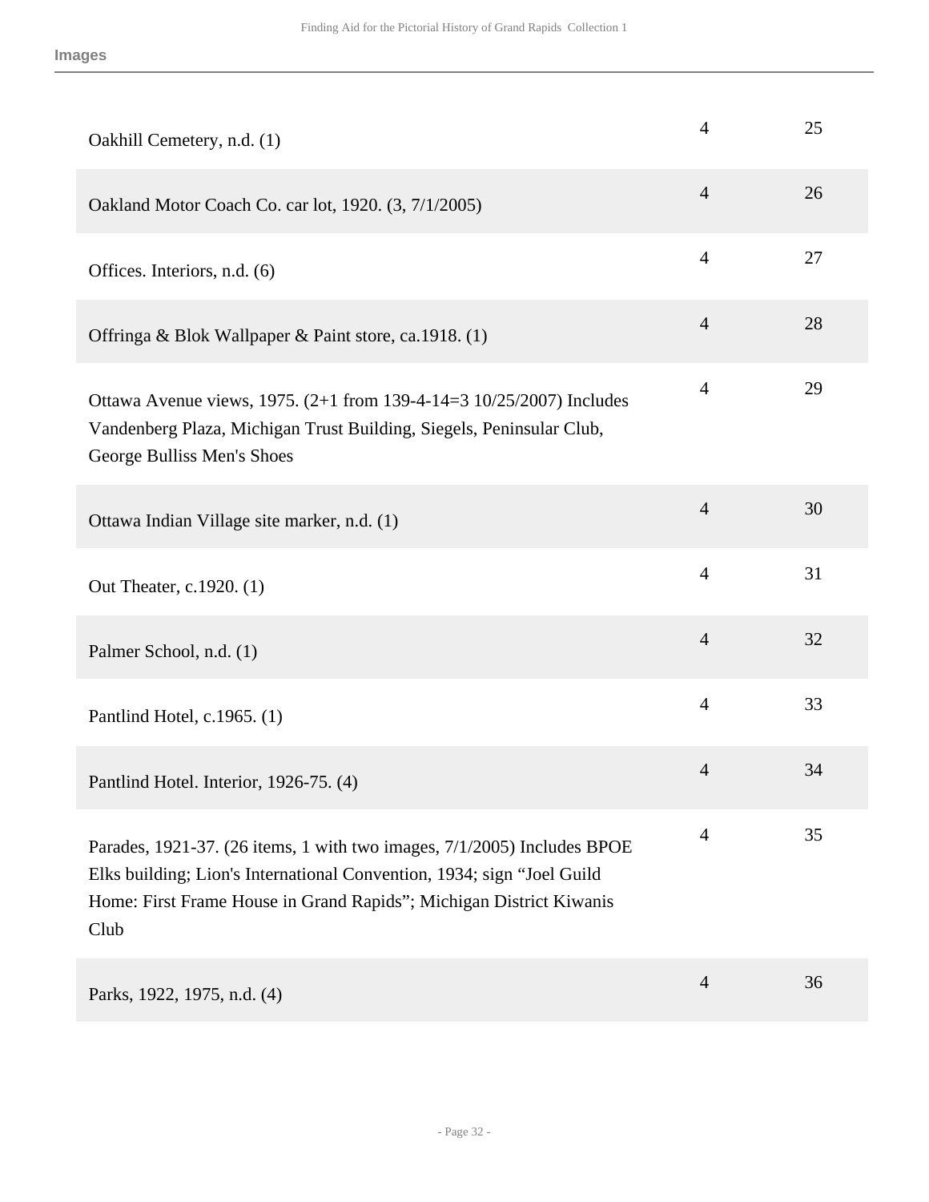| Description | Box | Folder |
| --- | --- | --- |
| Oakhill Cemetery, n.d. (1) | 4 | 25 |
| Oakland Motor Coach Co. car lot, 1920. (3, 7/1/2005) | 4 | 26 |
| Offices. Interiors, n.d. (6) | 4 | 27 |
| Offringa & Blok Wallpaper & Paint store, ca.1918. (1) | 4 | 28 |
| Ottawa Avenue views, 1975. (2+1 from 139-4-14=3 10/25/2007) Includes Vandenberg Plaza, Michigan Trust Building, Siegels, Peninsular Club, George Bulliss Men's Shoes | 4 | 29 |
| Ottawa Indian Village site marker, n.d. (1) | 4 | 30 |
| Out Theater, c.1920. (1) | 4 | 31 |
| Palmer School, n.d. (1) | 4 | 32 |
| Pantlind Hotel, c.1965. (1) | 4 | 33 |
| Pantlind Hotel. Interior, 1926-75. (4) | 4 | 34 |
| Parades, 1921-37. (26 items, 1 with two images, 7/1/2005) Includes BPOE Elks building; Lion's International Convention, 1934; sign "Joel Guild Home: First Frame House in Grand Rapids"; Michigan District Kiwanis Club | 4 | 35 |
| Parks, 1922, 1975, n.d. (4) | 4 | 36 |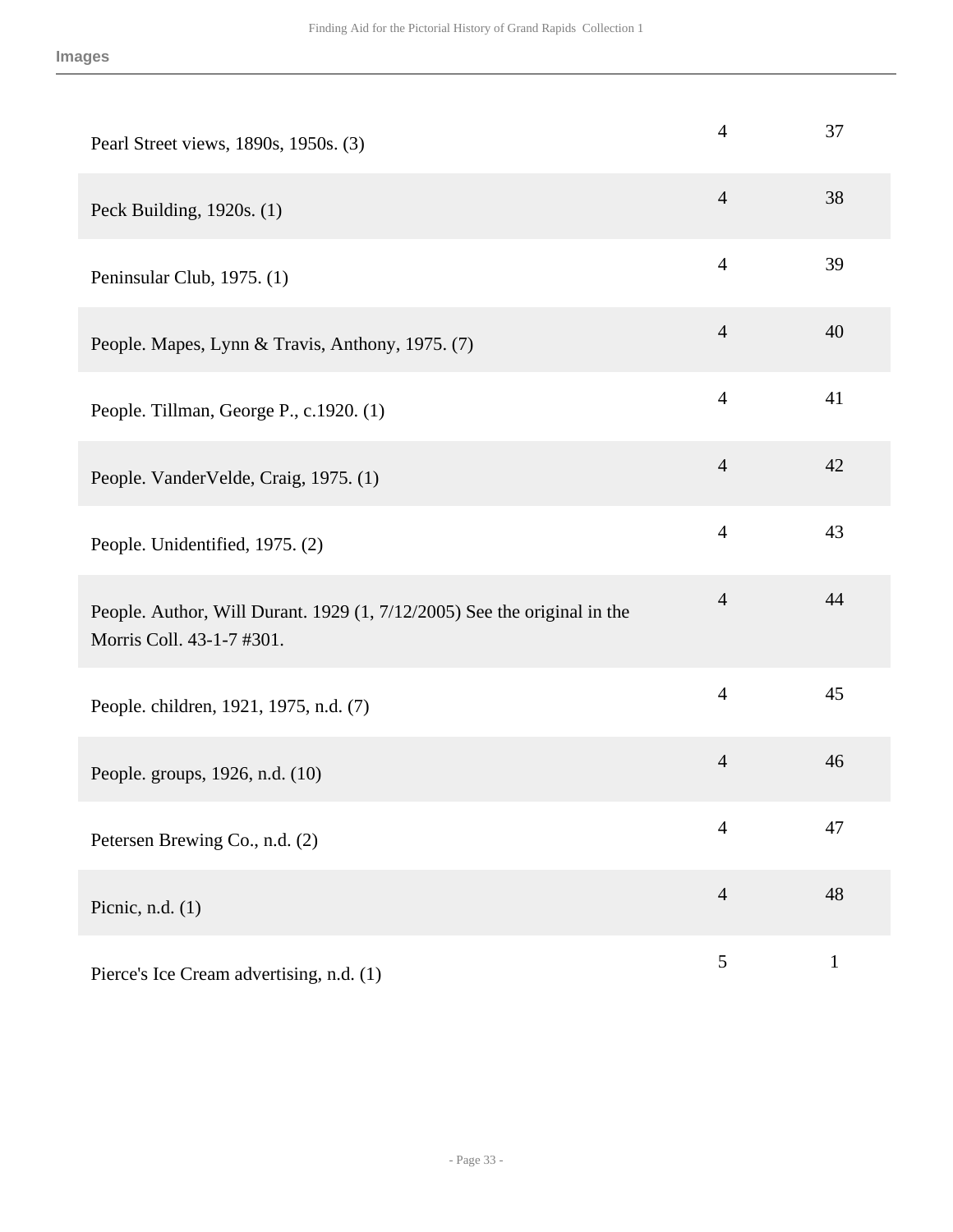**Images**

| | | |
|---|---|---|
| Pearl Street views, 1890s, 1950s. (3) | 4 | 37 |
| Peck Building, 1920s. (1) | 4 | 38 |
| Peninsular Club, 1975. (1) | 4 | 39 |
| People. Mapes, Lynn & Travis, Anthony, 1975. (7) | 4 | 40 |
| People. Tillman, George P., c.1920. (1) | 4 | 41 |
| People. VanderVelde, Craig, 1975. (1) | 4 | 42 |
| People. Unidentified, 1975. (2) | 4 | 43 |
| People. Author, Will Durant. 1929 (1, 7/12/2005) See the original in the Morris Coll. 43-1-7 #301. | 4 | 44 |
| People. children, 1921, 1975, n.d. (7) | 4 | 45 |
| People. groups, 1926, n.d. (10) | 4 | 46 |
| Petersen Brewing Co., n.d. (2) | 4 | 47 |
| Picnic, n.d. (1) | 4 | 48 |
| Pierce's Ice Cream advertising, n.d. (1) | 5 | 1 |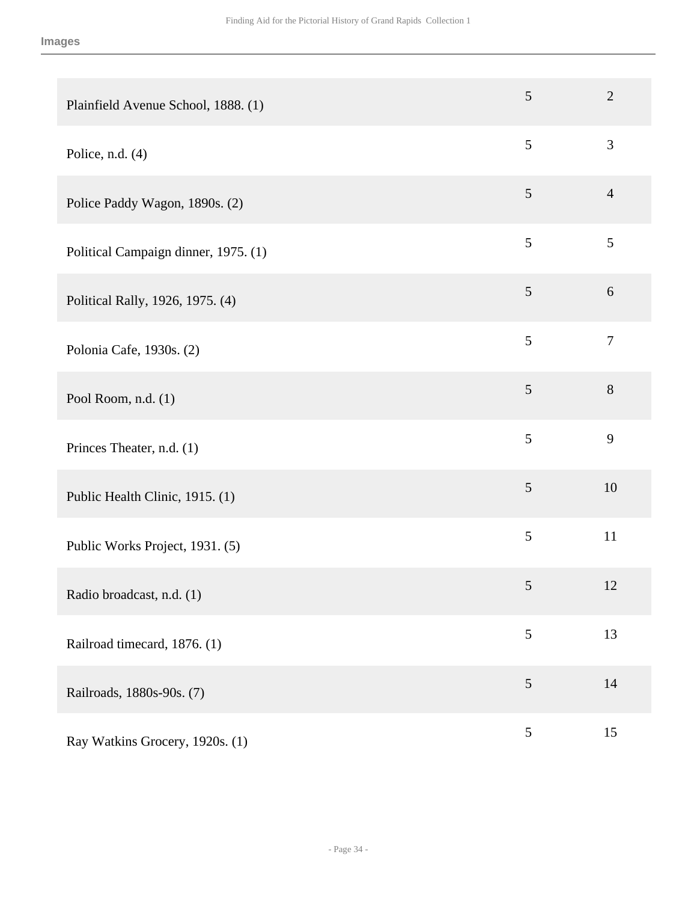| | | |
|---|---|---|
| Plainfield Avenue School, 1888. (1) | 5 | 2 |
| Police, n.d. (4) | 5 | 3 |
| Police Paddy Wagon, 1890s. (2) | 5 | 4 |
| Political Campaign dinner, 1975. (1) | 5 | 5 |
| Political Rally, 1926, 1975. (4) | 5 | 6 |
| Polonia Cafe, 1930s. (2) | 5 | 7 |
| Pool Room, n.d. (1) | 5 | 8 |
| Princes Theater, n.d. (1) | 5 | 9 |
| Public Health Clinic, 1915. (1) | 5 | 10 |
| Public Works Project, 1931. (5) | 5 | 11 |
| Radio broadcast, n.d. (1) | 5 | 12 |
| Railroad timecard, 1876. (1) | 5 | 13 |
| Railroads, 1880s-90s. (7) | 5 | 14 |
| Ray Watkins Grocery, 1920s. (1) | 5 | 15 |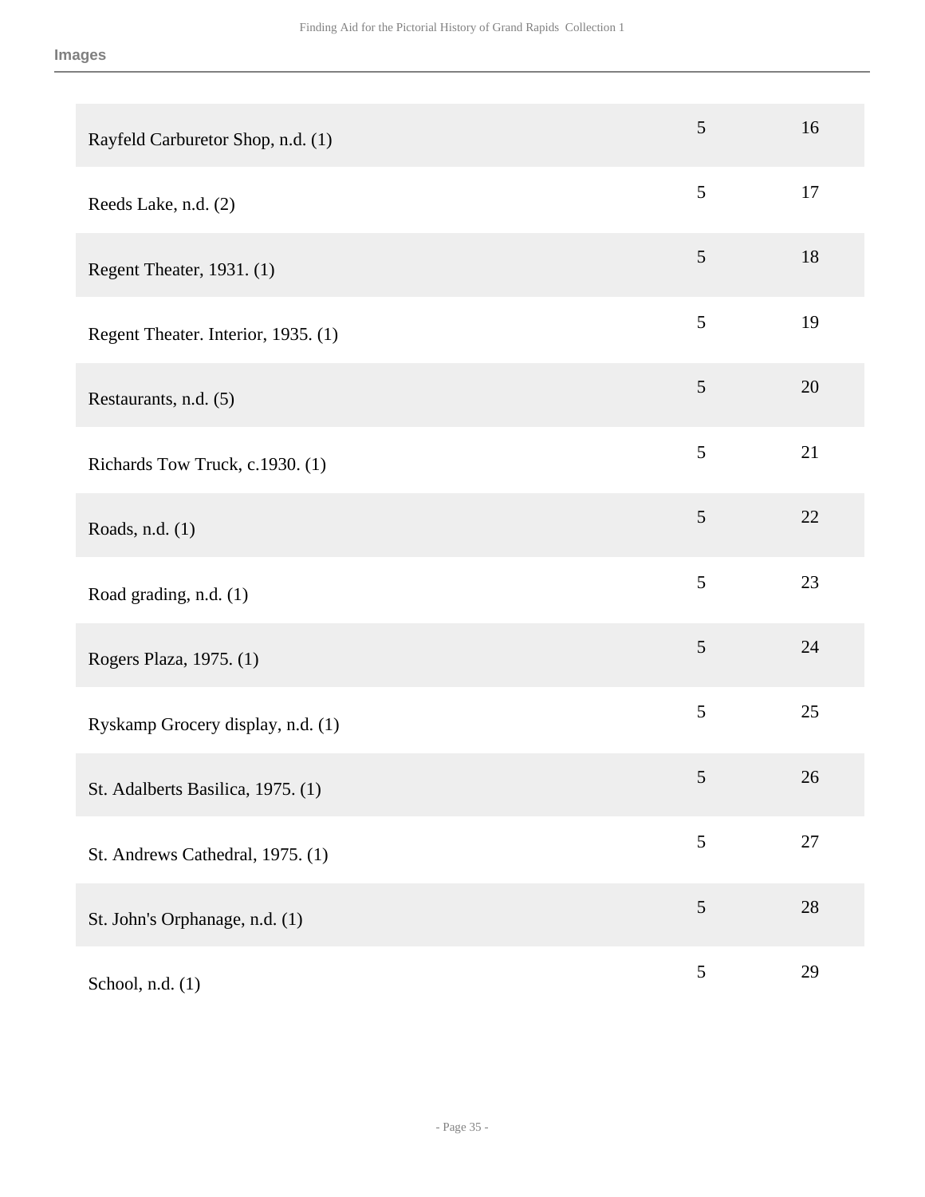Images

| | | |
|---|---|---|
| Rayfeld Carburetor Shop, n.d. (1) | 5 | 16 |
| Reeds Lake, n.d. (2) | 5 | 17 |
| Regent Theater, 1931. (1) | 5 | 18 |
| Regent Theater. Interior, 1935. (1) | 5 | 19 |
| Restaurants, n.d. (5) | 5 | 20 |
| Richards Tow Truck, c.1930. (1) | 5 | 21 |
| Roads, n.d. (1) | 5 | 22 |
| Road grading, n.d. (1) | 5 | 23 |
| Rogers Plaza, 1975. (1) | 5 | 24 |
| Ryskamp Grocery display, n.d. (1) | 5 | 25 |
| St. Adalberts Basilica, 1975. (1) | 5 | 26 |
| St. Andrews Cathedral, 1975. (1) | 5 | 27 |
| St. John's Orphanage, n.d. (1) | 5 | 28 |
| School, n.d. (1) | 5 | 29 |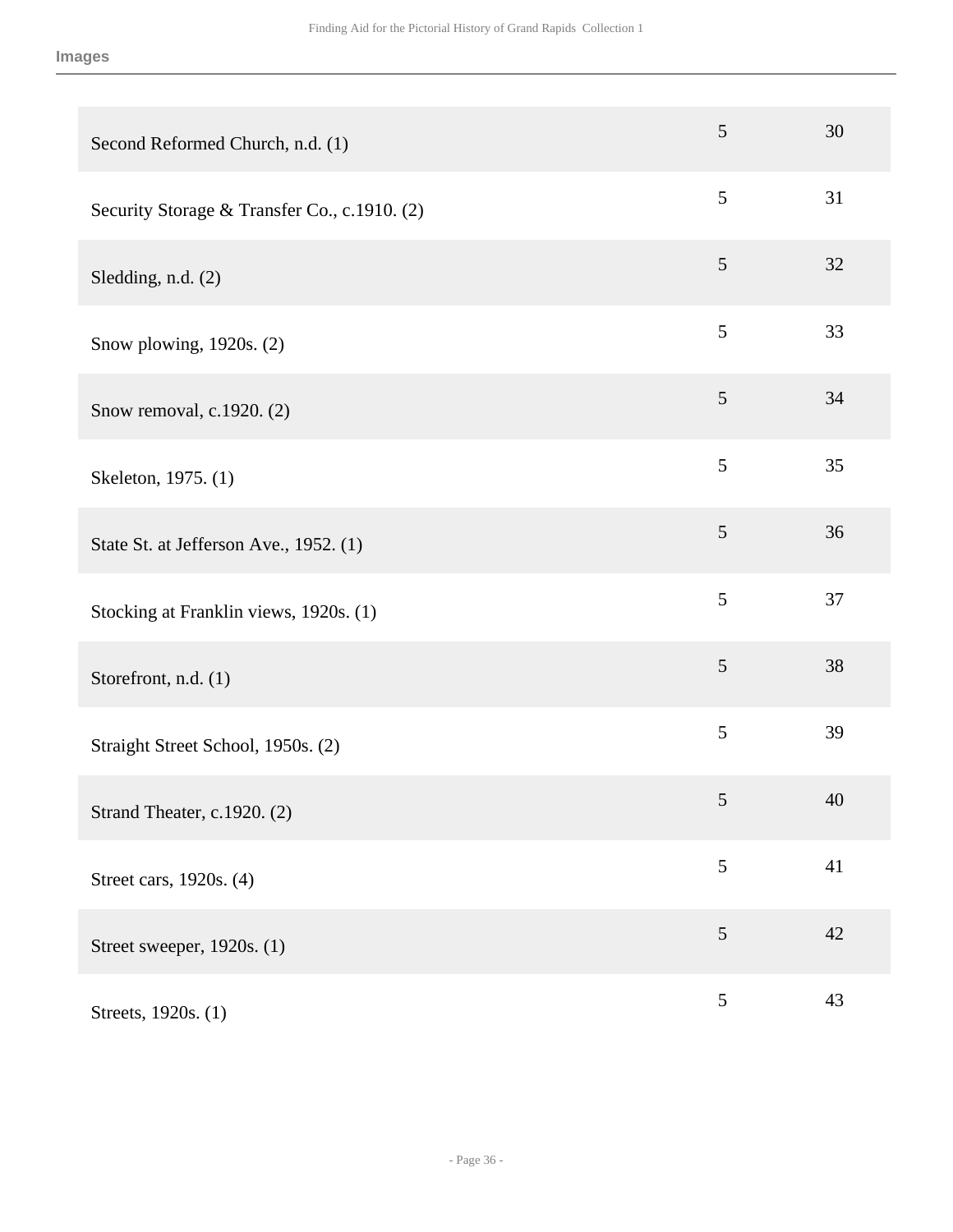## Images

| | | |
|---|---|---|
| Second Reformed Church, n.d. (1) | 5 | 30 |
| Security Storage & Transfer Co., c.1910. (2) | 5 | 31 |
| Sledding, n.d. (2) | 5 | 32 |
| Snow plowing, 1920s. (2) | 5 | 33 |
| Snow removal, c.1920. (2) | 5 | 34 |
| Skeleton, 1975. (1) | 5 | 35 |
| State St. at Jefferson Ave., 1952. (1) | 5 | 36 |
| Stocking at Franklin views, 1920s. (1) | 5 | 37 |
| Storefront, n.d. (1) | 5 | 38 |
| Straight Street School, 1950s. (2) | 5 | 39 |
| Strand Theater, c.1920. (2) | 5 | 40 |
| Street cars, 1920s. (4) | 5 | 41 |
| Street sweeper, 1920s. (1) | 5 | 42 |
| Streets, 1920s. (1) | 5 | 43 |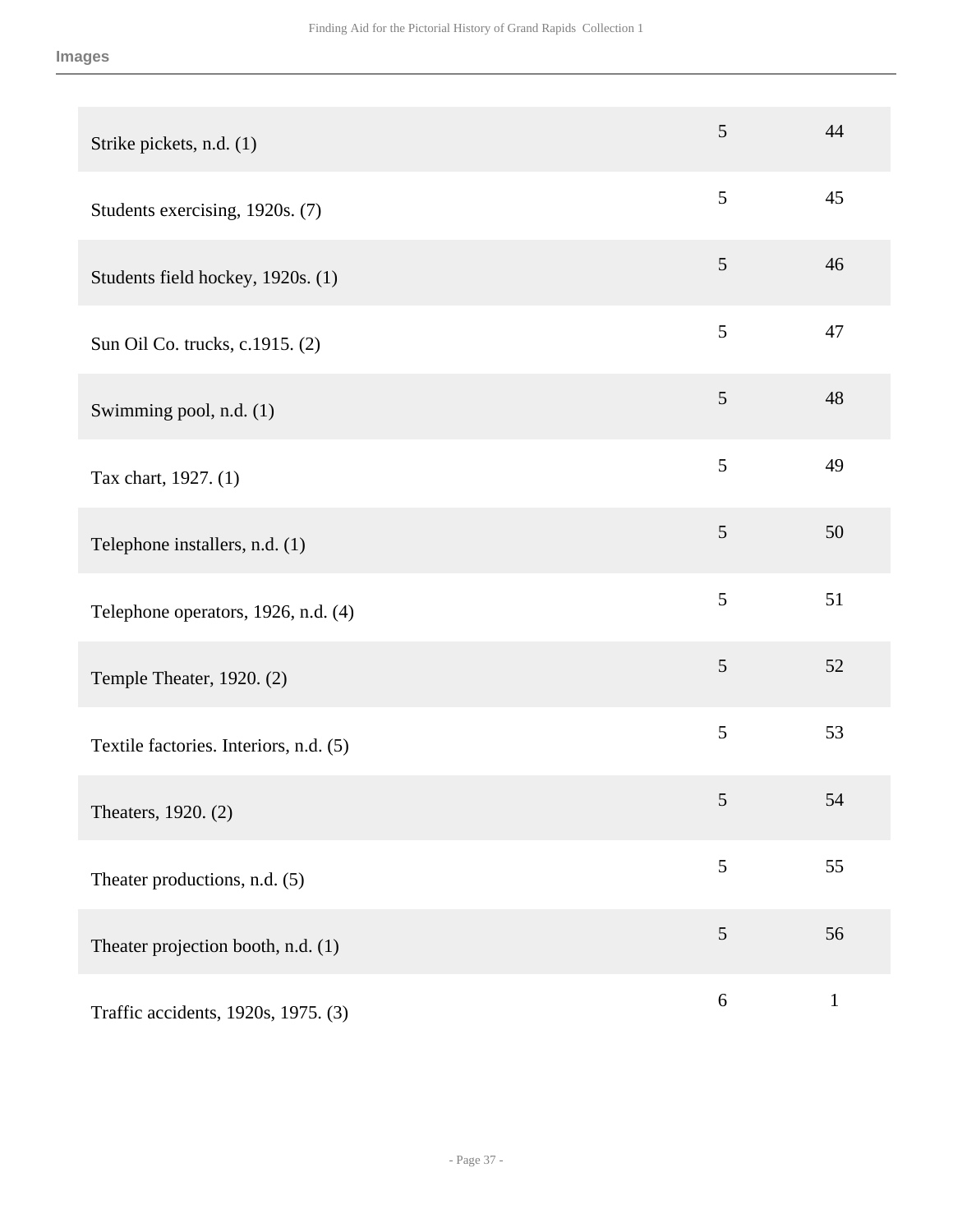| | | |
|---|---|---|
| Strike pickets, n.d. (1) | 5 | 44 |
| Students exercising, 1920s. (7) | 5 | 45 |
| Students field hockey, 1920s. (1) | 5 | 46 |
| Sun Oil Co. trucks, c.1915. (2) | 5 | 47 |
| Swimming pool, n.d. (1) | 5 | 48 |
| Tax chart, 1927. (1) | 5 | 49 |
| Telephone installers, n.d. (1) | 5 | 50 |
| Telephone operators, 1926, n.d. (4) | 5 | 51 |
| Temple Theater, 1920. (2) | 5 | 52 |
| Textile factories. Interiors, n.d. (5) | 5 | 53 |
| Theaters, 1920. (2) | 5 | 54 |
| Theater productions, n.d. (5) | 5 | 55 |
| Theater projection booth, n.d. (1) | 5 | 56 |
| Traffic accidents, 1920s, 1975. (3) | 6 | 1 |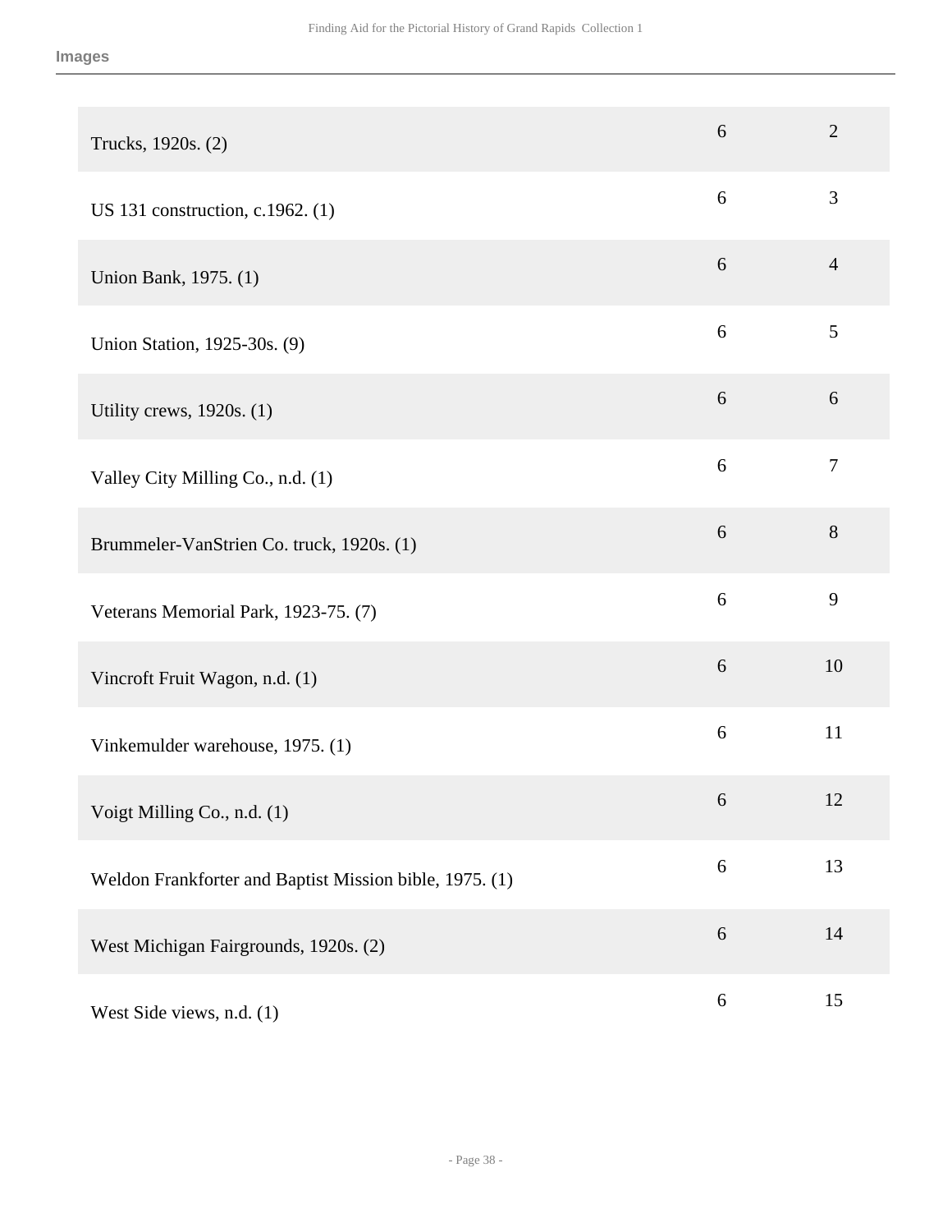**Images**

| | | |
|---|---|---|
| Trucks, 1920s. (2) | 6 | 2 |
| US 131 construction, c.1962. (1) | 6 | 3 |
| Union Bank, 1975. (1) | 6 | 4 |
| Union Station, 1925-30s. (9) | 6 | 5 |
| Utility crews, 1920s. (1) | 6 | 6 |
| Valley City Milling Co., n.d. (1) | 6 | 7 |
| Brummeler-VanStrien Co. truck, 1920s. (1) | 6 | 8 |
| Veterans Memorial Park, 1923-75. (7) | 6 | 9 |
| Vincroft Fruit Wagon, n.d. (1) | 6 | 10 |
| Vinkemulder warehouse, 1975. (1) | 6 | 11 |
| Voigt Milling Co., n.d. (1) | 6 | 12 |
| Weldon Frankforter and Baptist Mission bible, 1975. (1) | 6 | 13 |
| West Michigan Fairgrounds, 1920s. (2) | 6 | 14 |
| West Side views, n.d. (1) | 6 | 15 |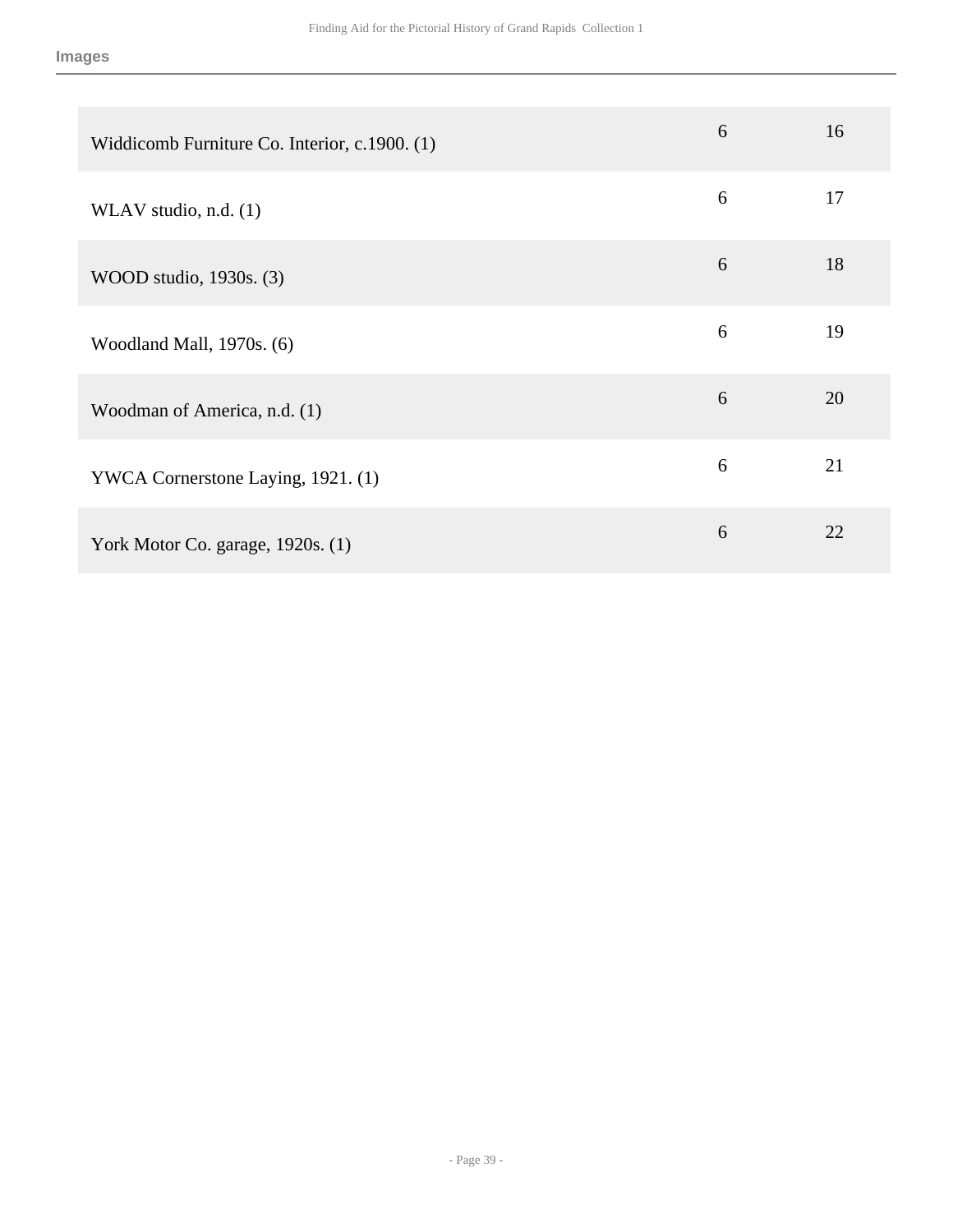**Images**

| | | |
|---|---|---|
| Widdicomb Furniture Co. Interior, c.1900. (1) | 6 | 16 |
| WLAV studio, n.d. (1) | 6 | 17 |
| WOOD studio, 1930s. (3) | 6 | 18 |
| Woodland Mall, 1970s. (6) | 6 | 19 |
| Woodman of America, n.d. (1) | 6 | 20 |
| YWCA Cornerstone Laying, 1921. (1) | 6 | 21 |
| York Motor Co. garage, 1920s. (1) | 6 | 22 |